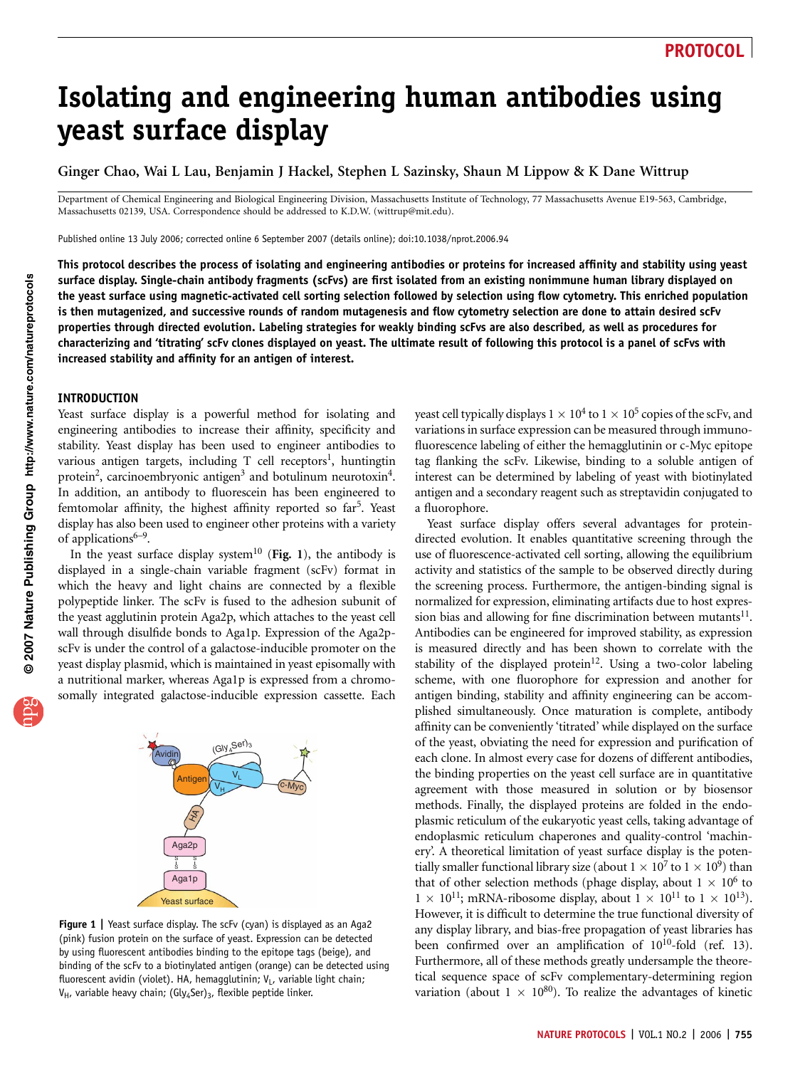# Isolating and engineering human antibodies using yeast surface display

Ginger Chao, Wai L Lau, Benjamin J Hackel, Stephen L Sazinsky, Shaun M Lippow & K Dane Wittrup

Department of Chemical Engineering and Biological Engineering Division, Massachusetts Institute of Technology, 77 Massachusetts Avenue E19-563, Cambridge, Massachusetts 02139, USA. Correspondence should be addressed to K.D.W. (wittrup@mit.edu).

Published online 13 July 2006; corrected online 6 September 2007 (details online); doi:10.1038/nprot.2006.94

**This protocol describes the process of isolating and engineering antibodies or proteins for increased affinity and stability using yeast surface display. Single-chain antibody fragments (scFvs) are first isolated from an existing nonimmune human library displayed on the yeast surface using magnetic-activated cell sorting selection followed by selection using flow cytometry. This enriched population is then mutagenized, and successive rounds of random mutagenesis and flow cytometry selection are done to attain desired scFv properties through directed evolution. Labeling strategies for weakly binding scFvs are also described, as well as procedures for characterizing and 'titrating' scFv clones displayed on yeast. The ultimate result of following this protocol is a panel of scFvs with increased stability and affinity for an antigen of interest.**

## INTRODUCTION

Yeast surface display is a powerful method for isolating and engineering antibodies to increase their affinity, specificity and stability. Yeast display has been used to engineer antibodies to various antigen targets, including T cell receptors[1], huntingtin protein[2], carcinoembryonic antigen[3] and botulinum neurotoxin[4]. In addition, an antibody to fluorescein has been engineered to femtomolar affinity, the highest affinity reported so far[5]. Yeast display has also been used to engineer other proteins with a variety of applications[6–9].

In the yeast surface display system[10] (**Fig. 1**), the antibody is displayed in a single-chain variable fragment (scFv) format in which the heavy and light chains are connected by a flexible polypeptide linker. The scFv is fused to the adhesion subunit of the yeast agglutinin protein Aga2p, which attaches to the yeast cell wall through disulfide bonds to Aga1p. Expression of the Aga2p-scFv is under the control of a galactose-inducible promoter on the yeast display plasmid, which is maintained in yeast episomally with a nutritional marker, whereas Aga1p is expressed from a chromosomally integrated galactose-inducible expression cassette. Each yeast cell typically displays $1 \times 10^4$ to $1 \times 10^5$ copies of the scFv, and variations in surface expression can be measured through immunofluorescence labeling of either the hemagglutinin or c-Myc epitope tag flanking the scFv. Likewise, binding to a soluble antigen of interest can be determined by labeling of yeast with biotinylated antigen and a secondary reagent such as streptavidin conjugated to a fluorophore.

**Figure 1 |** Yeast surface display. The scFv (cyan) is displayed as an Aga2 (pink) fusion protein on the surface of yeast. Expression can be detected by using fluorescent antibodies binding to the epitope tags (beige), and binding of the scFv to a biotinylated antigen (orange) can be detected using fluorescent avidin (violet). HA, hemagglutinin; $V_L$, variable light chain; $V_H$, variable heavy chain; $(Gly_4Ser)_3$, flexible peptide linker.

Yeast surface display offers several advantages for protein-directed evolution. It enables quantitative screening through the use of fluorescence-activated cell sorting, allowing the equilibrium activity and statistics of the sample to be observed directly during the screening process. Furthermore, the antigen-binding signal is normalized for expression, eliminating artifacts due to host expression bias and allowing for fine discrimination between mutants[11]. Antibodies can be engineered for improved stability, as expression is measured directly and has been shown to correlate with the stability of the displayed protein[12]. Using a two-color labeling scheme, with one fluorophore for expression and another for antigen binding, stability and affinity engineering can be accomplished simultaneously. Once maturation is complete, antibody affinity can be conveniently 'titrated' while displayed on the surface of the yeast, obviating the need for expression and purification of each clone. In almost every case for dozens of different antibodies, the binding properties on the yeast cell surface are in quantitative agreement with those measured in solution or by biosensor methods. Finally, the displayed proteins are folded in the endoplasmic reticulum of the eukaryotic yeast cells, taking advantage of endoplasmic reticulum chaperones and quality-control 'machinery'. A theoretical limitation of yeast surface display is the potentially smaller functional library size (about $1 \times 10^7$ to $1 \times 10^9$) than that of other selection methods (phage display, about $1 \times 10^6$ to $1 \times 10^{11}$; mRNA-ribosome display, about $1 \times 10^{11}$ to $1 \times 10^{13}$). However, it is difficult to determine the true functional diversity of any display library, and bias-free propagation of yeast libraries has been confirmed over an amplification of $10^{10}$-fold (ref. 13). Furthermore, all of these methods greatly undersample the theoretical sequence space of scFv complementary-determining region variation (about $1 \times 10^{80}$). To realize the advantages of kinetic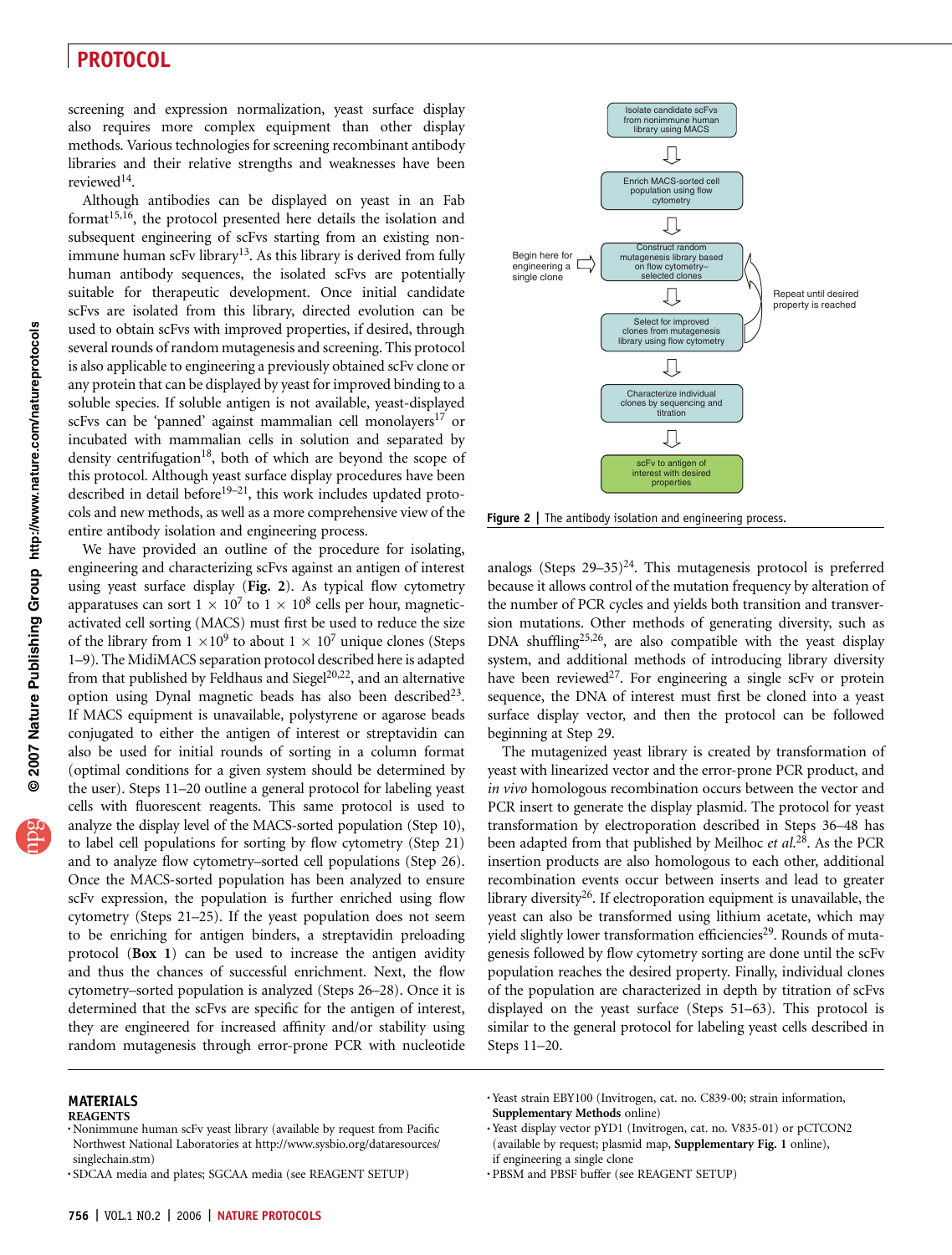screening and expression normalization, yeast surface display also requires more complex equipment than other display methods. Various technologies for screening recombinant antibody libraries and their relative strengths and weaknesses have been reviewed[14].

Although antibodies can be displayed on yeast in an Fab format[15,16], the protocol presented here details the isolation and subsequent engineering of scFvs starting from an existing non-immune human scFv library[13]. As this library is derived from fully human antibody sequences, the isolated scFvs are potentially suitable for therapeutic development. Once initial candidate scFvs are isolated from this library, directed evolution can be used to obtain scFvs with improved properties, if desired, through several rounds of random mutagenesis and screening. This protocol is also applicable to engineering a previously obtained scFv clone or any protein that can be displayed by yeast for improved binding to a soluble species. If soluble antigen is not available, yeast-displayed scFvs can be 'panned' against mammalian cell monolayers[17] or incubated with mammalian cells in solution and separated by density centrifugation[18], both of which are beyond the scope of this protocol. Although yeast surface display procedures have been described in detail before[19–21], this work includes updated protocols and new methods, as well as a more comprehensive view of the entire antibody isolation and engineering process.

We have provided an outline of the procedure for isolating, engineering and characterizing scFvs against an antigen of interest using yeast surface display (**Fig. 2**). As typical flow cytometry apparatuses can sort $1 \times 10^7$ to $1 \times 10^8$ cells per hour, magnetic-activated cell sorting (MACS) must first be used to reduce the size of the library from $1 \times 10^9$ to about $1 \times 10^7$ unique clones (Steps 1–9). The MidiMACS separation protocol described here is adapted from that published by Feldhaus and Siegel[20,22], and an alternative option using Dynal magnetic beads has also been described[23]. If MACS equipment is unavailable, polystyrene or agarose beads conjugated to either the antigen of interest or streptavidin can also be used for initial rounds of sorting in a column format (optimal conditions for a given system should be determined by the user). Steps 11–20 outline a general protocol for labeling yeast cells with fluorescent reagents. This same protocol is used to analyze the display level of the MACS-sorted population (Step 10), to label cell populations for sorting by flow cytometry (Step 21) and to analyze flow cytometry–sorted cell populations (Step 26). Once the MACS-sorted population has been analyzed to ensure scFv expression, the population is further enriched using flow cytometry (Steps 21–25). If the yeast population does not seem to be enriching for antigen binders, a streptavidin preloading protocol (**Box 1**) can be used to increase the antigen avidity and thus the chances of successful enrichment. Next, the flow cytometry–sorted population is analyzed (Steps 26–28). Once it is determined that the scFvs are specific for the antigen of interest, they are engineered for increased affinity and/or stability using random mutagenesis through error-prone PCR with nucleotide analogs (Steps 29–35)[24]. This mutagenesis protocol is preferred because it allows control of the mutation frequency by alteration of the number of PCR cycles and yields both transition and transversion mutations. Other methods of generating diversity, such as DNA shuffling[25,26], are also compatible with the yeast display system, and additional methods of introducing library diversity have been reviewed[27]. For engineering a single scFv or protein sequence, the DNA of interest must first be cloned into a yeast surface display vector, and then the protocol can be followed beginning at Step 29.

The mutagenized yeast library is created by transformation of yeast with linearized vector and the error-prone PCR product, and *in vivo* homologous recombination occurs between the vector and PCR insert to generate the display plasmid. The protocol for yeast transformation by electroporation described in Steps 36–48 has been adapted from that published by Meilhoc *et al.*[28]. As the PCR insertion products are also homologous to each other, additional recombination events occur between inserts and lead to greater library diversity[26]. If electroporation equipment is unavailable, the yeast can also be transformed using lithium acetate, which may yield slightly lower transformation efficiencies[29]. Rounds of mutagenesis followed by flow cytometry sorting are done until the scFv population reaches the desired property. Finally, individual clones of the population are characterized in depth by titration of scFvs displayed on the yeast surface (Steps 51–63). This protocol is similar to the general protocol for labeling yeast cells described in Steps 11–20.

Isolate candidate scFvs from nonimmune human library using MACS
↓
Enrich MACS-sorted cell population using flow cytometry
↓
Construct random mutagenesis library based on flow cytometry–selected clones (← Begin here for engineering a single clone)
↓
Select for improved clones from mutagenesis library using flow cytometry (Repeat until desired property is reached)
↓
Characterize individual clones by sequencing and titration
↓
scFv to antigen of interest with desired properties

**Figure 2** | The antibody isolation and engineering process.

## MATERIALS

### REAGENTS

- Nonimmune human scFv yeast library (available by request from Pacific Northwest National Laboratories at http://www.sysbio.org/dataresources/singlechain.stm)
- SDCAA media and plates; SGCAA media (see REAGENT SETUP)
- Yeast strain EBY100 (Invitrogen, cat. no. C839-00; strain information, **Supplementary Methods** online)
- Yeast display vector pYD1 (Invitrogen, cat. no. V835-01) or pCTCON2 (available by request; plasmid map, **Supplementary Fig. 1** online), if engineering a single clone
- PBSM and PBSF buffer (see REAGENT SETUP)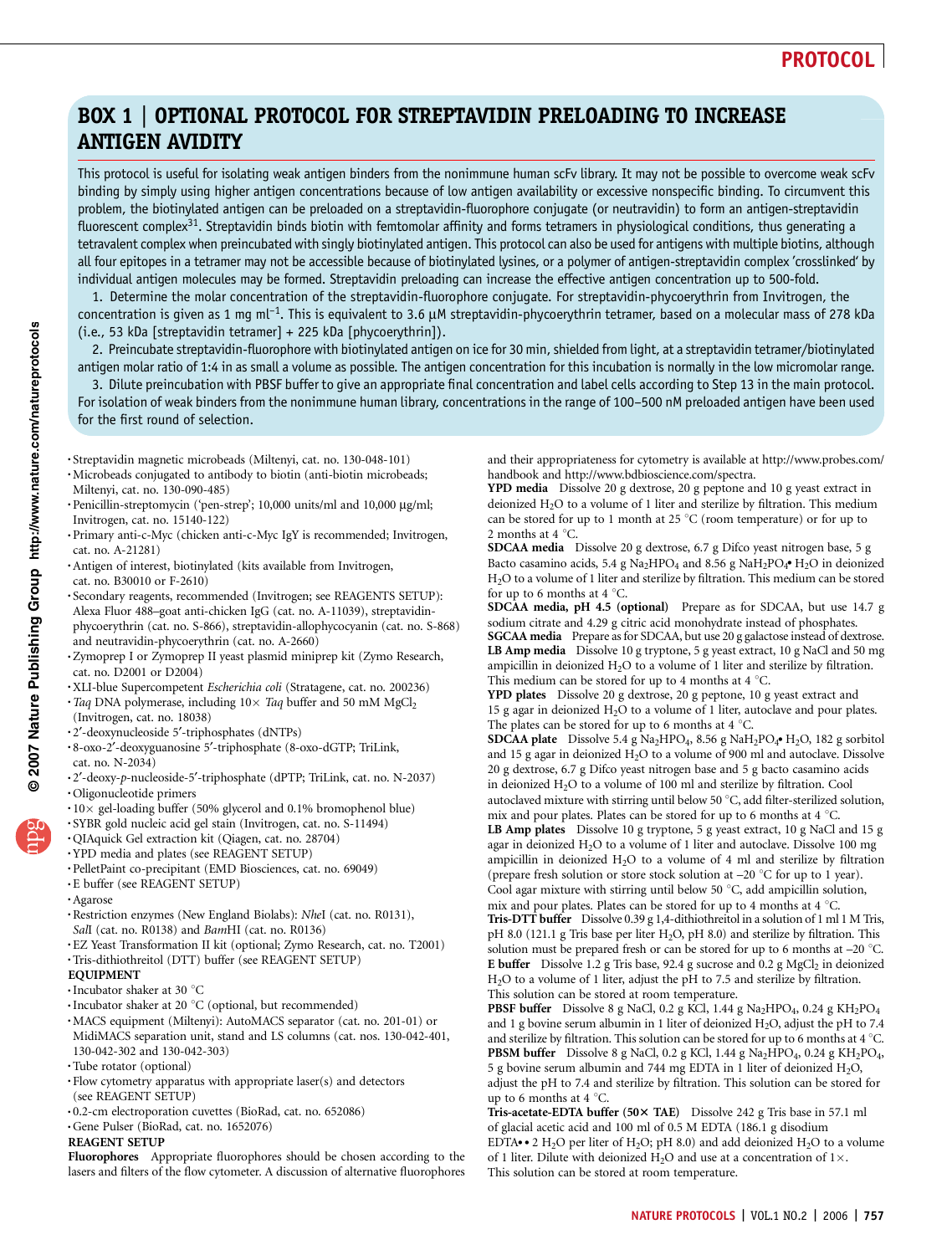## BOX 1 | OPTIONAL PROTOCOL FOR STREPTAVIDIN PRELOADING TO INCREASE ANTIGEN AVIDITY

This protocol is useful for isolating weak antigen binders from the nonimmune human scFv library. It may not be possible to overcome weak scFv binding by simply using higher antigen concentrations because of low antigen availability or excessive nonspecific binding. To circumvent this problem, the biotinylated antigen can be preloaded on a streptavidin-fluorophore conjugate (or neutravidin) to form an antigen-streptavidin fluorescent complex[31]. Streptavidin binds biotin with femtomolar affinity and forms tetramers in physiological conditions, thus generating a tetravalent complex when preincubated with singly biotinylated antigen. This protocol can also be used for antigens with multiple biotins, although all four epitopes in a tetramer may not be accessible because of biotinylated lysines, or a polymer of antigen-streptavidin complex 'crosslinked' by individual antigen molecules may be formed. Streptavidin preloading can increase the effective antigen concentration up to 500-fold.

1. Determine the molar concentration of the streptavidin-fluorophore conjugate. For streptavidin-phycoerythrin from Invitrogen, the concentration is given as 1 mg $ml^{-1}$. This is equivalent to 3.6 μM streptavidin-phycoerythrin tetramer, based on a molecular mass of 278 kDa (i.e., 53 kDa [streptavidin tetramer] + 225 kDa [phycoerythrin]).
2. Preincubate streptavidin-fluorophore with biotinylated antigen on ice for 30 min, shielded from light, at a streptavidin tetramer/biotinylated antigen molar ratio of 1:4 in as small a volume as possible. The antigen concentration for this incubation is normally in the low micromolar range.
3. Dilute preincubation with PBSF buffer to give an appropriate final concentration and label cells according to Step 13 in the main protocol. For isolation of weak binders from the nonimmune human library, concentrations in the range of 100–500 nM preloaded antigen have been used for the first round of selection.

- Streptavidin magnetic microbeads (Miltenyi, cat. no. 130-048-101)
- Microbeads conjugated to antibody to biotin (anti-biotin microbeads; Miltenyi, cat. no. 130-090-485)
- Penicillin-streptomycin ('pen-strep'; 10,000 units/ml and 10,000 μg/ml; Invitrogen, cat. no. 15140-122)
- Primary anti-c-Myc (chicken anti-c-Myc IgY is recommended; Invitrogen, cat. no. A-21281)
- Antigen of interest, biotinylated (kits available from Invitrogen, cat. no. B30010 or F-2610)
- Secondary reagents, recommended (Invitrogen; see REAGENTS SETUP): Alexa Fluor 488–goat anti-chicken IgG (cat. no. A-11039), streptavidin-phycoerythrin (cat. no. S-866), streptavidin-allophycocyanin (cat. no. S-868) and neutravidin-phycoerythrin (cat. no. A-2660)
- Zymoprep I or Zymoprep II yeast plasmid miniprep kit (Zymo Research, cat. no. D2001 or D2004)
- XLI-blue Supercompetent *Escherichia coli* (Stratagene, cat. no. 200236)
- *Taq* DNA polymerase, including 10× *Taq* buffer and 50 mM $MgCl_2$ (Invitrogen, cat. no. 18038)
- 2′-deoxynucleoside 5′-triphosphates (dNTPs)
- 8-oxo-2′-deoxyguanosine 5′-triphosphate (8-oxo-dGTP; TriLink, cat. no. N-2034)
- 2′-deoxy-*p*-nucleoside-5′-triphosphate (dPTP; TriLink, cat. no. N-2037)
- Oligonucleotide primers
- 10× gel-loading buffer (50% glycerol and 0.1% bromophenol blue)
- SYBR gold nucleic acid gel stain (Invitrogen, cat. no. S-11494)
- QIAquick Gel extraction kit (Qiagen, cat. no. 28704)
- YPD media and plates (see REAGENT SETUP)
- PelletPaint co-precipitant (EMD Biosciences, cat. no. 69049)
- E buffer (see REAGENT SETUP)
- Agarose
- Restriction enzymes (New England Biolabs): *Nhe*I (cat. no. R0131), *Sal*I (cat. no. R0138) and *Bam*HI (cat. no. R0136)
- EZ Yeast Transformation II kit (optional; Zymo Research, cat. no. T2001)
- Tris-dithiothreitol (DTT) buffer (see REAGENT SETUP)

**EQUIPMENT**

- Incubator shaker at 30 °C
- Incubator shaker at 20 °C (optional, but recommended)
- MACS equipment (Miltenyi): AutoMACS separator (cat. no. 201-01) or MidiMACS separation unit, stand and LS columns (cat. nos. 130-042-401, 130-042-302 and 130-042-303)
- Tube rotator (optional)
- Flow cytometry apparatus with appropriate laser(s) and detectors (see REAGENT SETUP)
- 0.2-cm electroporation cuvettes (BioRad, cat. no. 652086)
- Gene Pulser (BioRad, cat. no. 1652076)

**REAGENT SETUP**

**Fluorophores** Appropriate fluorophores should be chosen according to the lasers and filters of the flow cytometer. A discussion of alternative fluorophores and their appropriateness for cytometry is available at http://www.probes.com/handbook and http://www.bdbioscience.com/spectra.

**YPD media** Dissolve 20 g dextrose, 20 g peptone and 10 g yeast extract in deionized $H_2O$ to a volume of 1 liter and sterilize by filtration. This medium can be stored for up to 1 month at 25 °C (room temperature) or for up to 2 months at 4 °C.

**SDCAA media** Dissolve 20 g dextrose, 6.7 g Difco yeast nitrogen base, 5 g Bacto casamino acids, 5.4 g $Na_2HPO_4$ and 8.56 g $NaH_2PO_4 \cdot H_2O$ in deionized $H_2O$ to a volume of 1 liter and sterilize by filtration. This medium can be stored for up to 6 months at 4 °C.

**SDCAA media, pH 4.5 (optional)** Prepare as for SDCAA, but use 14.7 g sodium citrate and 4.29 g citric acid monohydrate instead of phosphates.

**SGCAA media** Prepare as for SDCAA, but use 20 g galactose instead of dextrose.

**LB Amp media** Dissolve 10 g tryptone, 5 g yeast extract, 10 g NaCl and 50 mg ampicillin in deionized $H_2O$ to a volume of 1 liter and sterilize by filtration. This medium can be stored for up to 4 months at 4 °C.

**YPD plates** Dissolve 20 g dextrose, 20 g peptone, 10 g yeast extract and 15 g agar in deionized $H_2O$ to a volume of 1 liter, autoclave and pour plates. The plates can be stored for up to 6 months at 4 °C.

**SDCAA plate** Dissolve 5.4 g $Na_2HPO_4$, 8.56 g $NaH_2PO_4 \cdot H_2O$, 182 g sorbitol and 15 g agar in deionized $H_2O$ to a volume of 900 ml and autoclave. Dissolve 20 g dextrose, 6.7 g Difco yeast nitrogen base and 5 g bacto casamino acids in deionized $H_2O$ to a volume of 100 ml and sterilize by filtration. Cool autoclaved mixture with stirring until below 50 °C, add filter-sterilized solution, mix and pour plates. Plates can be stored for up to 6 months at 4 °C.

**LB Amp plates** Dissolve 10 g tryptone, 5 g yeast extract, 10 g NaCl and 15 g agar in deionized $H_2O$ to a volume of 1 liter and autoclave. Dissolve 100 mg ampicillin in deionized $H_2O$ to a volume of 4 ml and sterilize by filtration (prepare fresh solution or store stock solution at –20 °C for up to 1 year). Cool agar mixture with stirring until below 50 °C, add ampicillin solution, mix and pour plates. Plates can be stored for up to 4 months at 4 °C.

**Tris-DTT buffer** Dissolve 0.39 g 1,4-dithiothreitol in a solution of 1 ml 1 M Tris, pH 8.0 (121.1 g Tris base per liter $H_2O$, pH 8.0) and sterilize by filtration. This solution must be prepared fresh or can be stored for up to 6 months at –20 °C.

**E buffer** Dissolve 1.2 g Tris base, 92.4 g sucrose and 0.2 g $MgCl_2$ in deionized $H_2O$ to a volume of 1 liter, adjust the pH to 7.5 and sterilize by filtration. This solution can be stored at room temperature.

**PBSF buffer** Dissolve 8 g NaCl, 0.2 g KCl, 1.44 g $Na_2HPO_4$, 0.24 g $KH_2PO_4$ and 1 g bovine serum albumin in 1 liter of deionized $H_2O$, adjust the pH to 7.4 and sterilize by filtration. This solution can be stored for up to 6 months at 4 °C.

**PBSM buffer** Dissolve 8 g NaCl, 0.2 g KCl, 1.44 g $Na_2HPO_4$, 0.24 g $KH_2PO_4$, 5 g bovine serum albumin and 744 mg EDTA in 1 liter of deionized $H_2O$, adjust the pH to 7.4 and sterilize by filtration. This solution can be stored for up to 6 months at 4 °C.

**Tris-acetate-EDTA buffer (50× TAE)** Dissolve 242 g Tris base in 57.1 ml of glacial acetic acid and 100 ml of 0.5 M EDTA (186.1 g disodium $EDTA \cdot 2H_2O$ per liter of $H_2O$; pH 8.0) and add deionized $H_2O$ to a volume of 1 liter. Dilute with deionized $H_2O$ and use at a concentration of 1×. This solution can be stored at room temperature.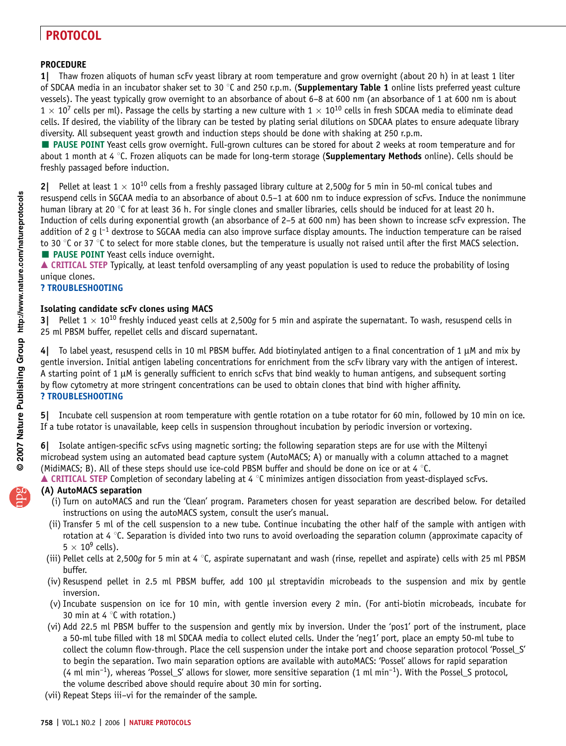## PROCEDURE

**1|** Thaw frozen aliquots of human scFv yeast library at room temperature and grow overnight (about 20 h) in at least 1 liter of SDCAA media in an incubator shaker set to 30 °C and 250 r.p.m. (**Supplementary Table 1** online lists preferred yeast culture vessels). The yeast typically grow overnight to an absorbance of about 6–8 at 600 nm (an absorbance of 1 at 600 nm is about $1 \times 10^7$ cells per ml). Passage the cells by starting a new culture with $1 \times 10^{10}$ cells in fresh SDCAA media to eliminate dead cells. If desired, the viability of the library can be tested by plating serial dilutions on SDCAA plates to ensure adequate library diversity. All subsequent yeast growth and induction steps should be done with shaking at 250 r.p.m.

■ **PAUSE POINT** Yeast cells grow overnight. Full-grown cultures can be stored for about 2 weeks at room temperature and for about 1 month at 4 °C. Frozen aliquots can be made for long-term storage (**Supplementary Methods** online). Cells should be freshly passaged before induction.

**2|** Pellet at least $1 \times 10^{10}$ cells from a freshly passaged library culture at 2,500*g* for 5 min in 50-ml conical tubes and resuspend cells in SGCAA media to an absorbance of about 0.5–1 at 600 nm to induce expression of scFvs. Induce the nonimmune human library at 20 °C for at least 36 h. For single clones and smaller libraries, cells should be induced for at least 20 h. Induction of cells during exponential growth (an absorbance of 2–5 at 600 nm) has been shown to increase scFv expression. The addition of 2 g $l^{-1}$ dextrose to SGCAA media can also improve surface display amounts. The induction temperature can be raised to 30 °C or 37 °C to select for more stable clones, but the temperature is usually not raised until after the first MACS selection.

■ **PAUSE POINT** Yeast cells induce overnight.

▲ **CRITICAL STEP** Typically, at least tenfold oversampling of any yeast population is used to reduce the probability of losing unique clones.

**? TROUBLESHOOTING**

### Isolating candidate scFv clones using MACS

**3|** Pellet $1 \times 10^{10}$ freshly induced yeast cells at 2,500*g* for 5 min and aspirate the supernatant. To wash, resuspend cells in 25 ml PBSM buffer, repellet cells and discard supernatant.

**4|** To label yeast, resuspend cells in 10 ml PBSM buffer. Add biotinylated antigen to a final concentration of 1 μM and mix by gentle inversion. Initial antigen labeling concentrations for enrichment from the scFv library vary with the antigen of interest. A starting point of 1 μM is generally sufficient to enrich scFvs that bind weakly to human antigens, and subsequent sorting by flow cytometry at more stringent concentrations can be used to obtain clones that bind with higher affinity.

**? TROUBLESHOOTING**

**5|** Incubate cell suspension at room temperature with gentle rotation on a tube rotator for 60 min, followed by 10 min on ice. If a tube rotator is unavailable, keep cells in suspension throughout incubation by periodic inversion or vortexing.

**6|** Isolate antigen-specific scFvs using magnetic sorting; the following separation steps are for use with the Miltenyi microbead system using an automated bead capture system (AutoMACS; A) or manually with a column attached to a magnet (MidiMACS; B). All of these steps should use ice-cold PBSM buffer and should be done on ice or at 4 °C.

▲ **CRITICAL STEP** Completion of secondary labeling at 4 °C minimizes antigen dissociation from yeast-displayed scFvs.

**(A) AutoMACS separation**

(i) Turn on autoMACS and run the 'Clean' program. Parameters chosen for yeast separation are described below. For detailed instructions on using the autoMACS system, consult the user's manual.

(ii) Transfer 5 ml of the cell suspension to a new tube. Continue incubating the other half of the sample with antigen with rotation at 4 °C. Separation is divided into two runs to avoid overloading the separation column (approximate capacity of $5 \times 10^9$ cells).

(iii) Pellet cells at 2,500*g* for 5 min at 4 °C, aspirate supernatant and wash (rinse, repellet and aspirate) cells with 25 ml PBSM buffer.

(iv) Resuspend pellet in 2.5 ml PBSM buffer, add 100 μl streptavidin microbeads to the suspension and mix by gentle inversion.

(v) Incubate suspension on ice for 10 min, with gentle inversion every 2 min. (For anti-biotin microbeads, incubate for 30 min at 4 °C with rotation.)

(vi) Add 22.5 ml PBSM buffer to the suspension and gently mix by inversion. Under the 'pos1' port of the instrument, place a 50-ml tube filled with 18 ml SDCAA media to collect eluted cells. Under the 'neg1' port, place an empty 50-ml tube to collect the column flow-through. Place the cell suspension under the intake port and choose separation protocol 'Possel_S' to begin the separation. Two main separation options are available with autoMACS: 'Possel' allows for rapid separation (4 ml $min^{-1}$), whereas 'Possel_S' allows for slower, more sensitive separation (1 ml $min^{-1}$). With the Possel_S protocol, the volume described above should require about 30 min for sorting.

(vii) Repeat Steps iii–vi for the remainder of the sample.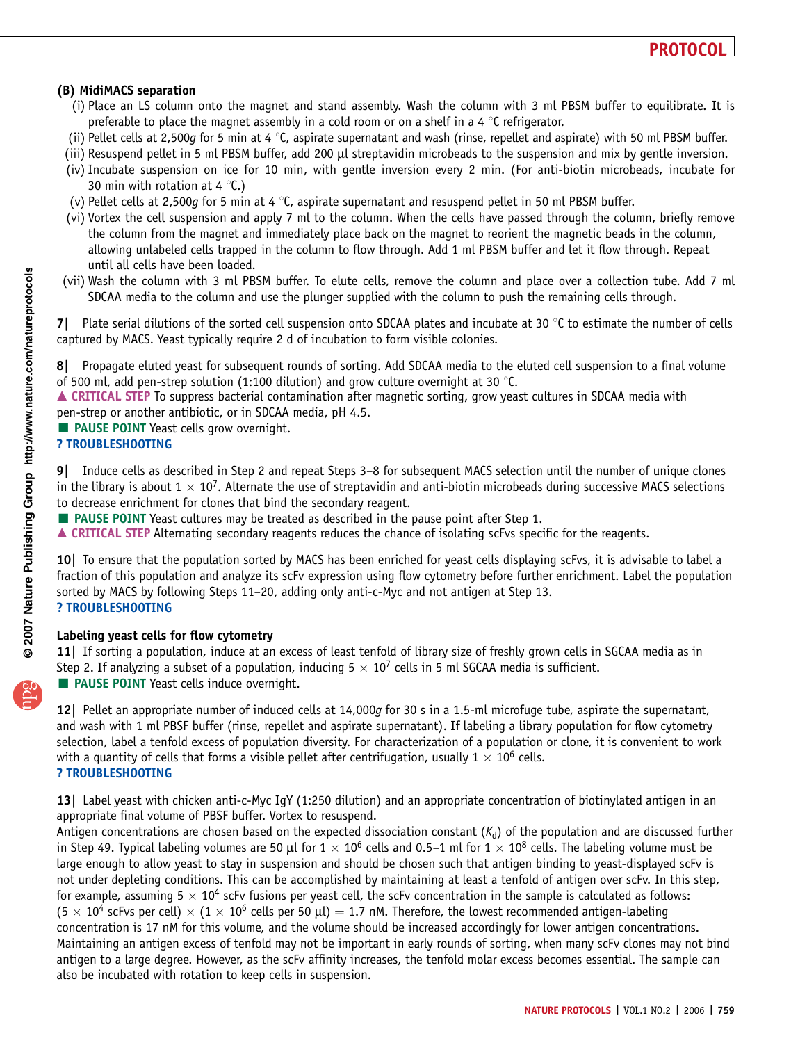### (B) MidiMACS separation

(i) Place an LS column onto the magnet and stand assembly. Wash the column with 3 ml PBSM buffer to equilibrate. It is preferable to place the magnet assembly in a cold room or on a shelf in a 4 °C refrigerator.

(ii) Pellet cells at 2,500*g* for 5 min at 4 °C, aspirate supernatant and wash (rinse, repellet and aspirate) with 50 ml PBSM buffer.

(iii) Resuspend pellet in 5 ml PBSM buffer, add 200 µl streptavidin microbeads to the suspension and mix by gentle inversion.

(iv) Incubate suspension on ice for 10 min, with gentle inversion every 2 min. (For anti-biotin microbeads, incubate for 30 min with rotation at 4 °C.)

(v) Pellet cells at 2,500*g* for 5 min at 4 °C, aspirate supernatant and resuspend pellet in 50 ml PBSM buffer.

(vi) Vortex the cell suspension and apply 7 ml to the column. When the cells have passed through the column, briefly remove the column from the magnet and immediately place back on the magnet to reorient the magnetic beads in the column, allowing unlabeled cells trapped in the column to flow through. Add 1 ml PBSM buffer and let it flow through. Repeat until all cells have been loaded.

(vii) Wash the column with 3 ml PBSM buffer. To elute cells, remove the column and place over a collection tube. Add 7 ml SDCAA media to the column and use the plunger supplied with the column to push the remaining cells through.

**7|** Plate serial dilutions of the sorted cell suspension onto SDCAA plates and incubate at 30 °C to estimate the number of cells captured by MACS. Yeast typically require 2 d of incubation to form visible colonies.

**8|** Propagate eluted yeast for subsequent rounds of sorting. Add SDCAA media to the eluted cell suspension to a final volume of 500 ml, add pen-strep solution (1:100 dilution) and grow culture overnight at 30 °C.

▲ **CRITICAL STEP** To suppress bacterial contamination after magnetic sorting, grow yeast cultures in SDCAA media with pen-strep or another antibiotic, or in SDCAA media, pH 4.5.

■ **PAUSE POINT** Yeast cells grow overnight.

**? TROUBLESHOOTING**

**9|** Induce cells as described in Step 2 and repeat Steps 3–8 for subsequent MACS selection until the number of unique clones in the library is about $1 \times 10^7$. Alternate the use of streptavidin and anti-biotin microbeads during successive MACS selections to decrease enrichment for clones that bind the secondary reagent.

■ **PAUSE POINT** Yeast cultures may be treated as described in the pause point after Step 1.

▲ **CRITICAL STEP** Alternating secondary reagents reduces the chance of isolating scFvs specific for the reagents.

**10|** To ensure that the population sorted by MACS has been enriched for yeast cells displaying scFvs, it is advisable to label a fraction of this population and analyze its scFv expression using flow cytometry before further enrichment. Label the population sorted by MACS by following Steps 11–20, adding only anti-c-Myc and not antigen at Step 13.

**? TROUBLESHOOTING**

### Labeling yeast cells for flow cytometry

**11|** If sorting a population, induce at an excess of least tenfold of library size of freshly grown cells in SGCAA media as in Step 2. If analyzing a subset of a population, inducing $5 \times 10^7$ cells in 5 ml SGCAA media is sufficient.

■ **PAUSE POINT** Yeast cells induce overnight.

**12|** Pellet an appropriate number of induced cells at 14,000*g* for 30 s in a 1.5-ml microfuge tube, aspirate the supernatant, and wash with 1 ml PBSF buffer (rinse, repellet and aspirate supernatant). If labeling a library population for flow cytometry selection, label a tenfold excess of population diversity. For characterization of a population or clone, it is convenient to work with a quantity of cells that forms a visible pellet after centrifugation, usually $1 \times 10^6$ cells.

**? TROUBLESHOOTING**

**13|** Label yeast with chicken anti-c-Myc IgY (1:250 dilution) and an appropriate concentration of biotinylated antigen in an appropriate final volume of PBSF buffer. Vortex to resuspend.

Antigen concentrations are chosen based on the expected dissociation constant ($K_d$) of the population and are discussed further in Step 49. Typical labeling volumes are 50 µl for $1 \times 10^6$ cells and 0.5–1 ml for $1 \times 10^8$ cells. The labeling volume must be large enough to allow yeast to stay in suspension and should be chosen such that antigen binding to yeast-displayed scFv is not under depleting conditions. This can be accomplished by maintaining at least a tenfold of antigen over scFv. In this step, for example, assuming $5 \times 10^4$ scFv fusions per yeast cell, the scFv concentration in the sample is calculated as follows: ($5 \times 10^4$ scFvs per cell) × ($1 \times 10^6$ cells per 50 µl) = 1.7 nM. Therefore, the lowest recommended antigen-labeling concentration is 17 nM for this volume, and the volume should be increased accordingly for lower antigen concentrations. Maintaining an antigen excess of tenfold may not be important in early rounds of sorting, when many scFv clones may not bind antigen to a large degree. However, as the scFv affinity increases, the tenfold molar excess becomes essential. The sample can also be incubated with rotation to keep cells in suspension.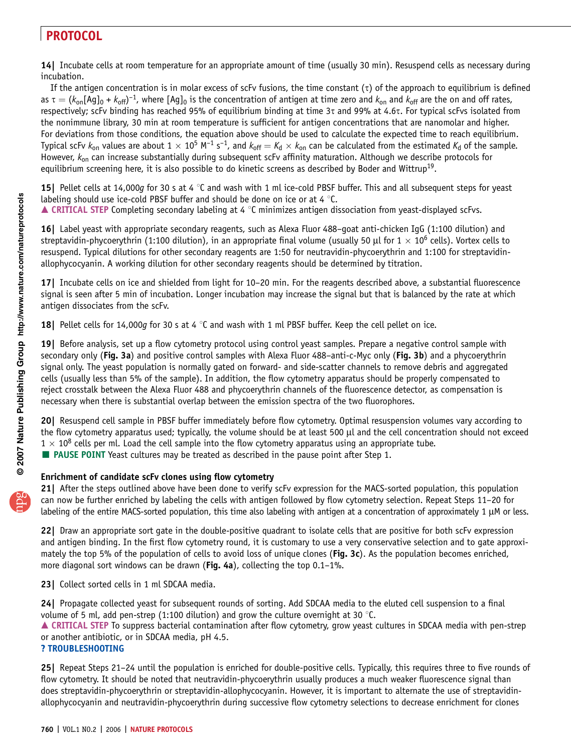**14|** Incubate cells at room temperature for an appropriate amount of time (usually 30 min). Resuspend cells as necessary during incubation.

If the antigen concentration is in molar excess of scFv fusions, the time constant ($\tau$) of the approach to equilibrium is defined as $\tau = (k_{on}[Ag]_0 + k_{off})^{-1}$, where $[Ag]_0$ is the concentration of antigen at time zero and $k_{on}$ and $k_{off}$ are the on and off rates, respectively; scFv binding has reached 95% of equilibrium binding at time $3\tau$ and 99% at $4.6\tau$. For typical scFvs isolated from the nonimmune library, 30 min at room temperature is sufficient for antigen concentrations that are nanomolar and higher. For deviations from those conditions, the equation above should be used to calculate the expected time to reach equilibrium. Typical scFv $k_{on}$ values are about $1 \times 10^5$ $M^{-1}$ $s^{-1}$, and $k_{off} = K_d \times k_{on}$ can be calculated from the estimated $K_d$ of the sample. However, $k_{on}$ can increase substantially during subsequent scFv affinity maturation. Although we describe protocols for equilibrium screening here, it is also possible to do kinetic screens as described by Boder and Wittrup[19].

**15|** Pellet cells at 14,000*g* for 30 s at 4 °C and wash with 1 ml ice-cold PBSF buffer. This and all subsequent steps for yeast labeling should use ice-cold PBSF buffer and should be done on ice or at 4 °C.

▲ **CRITICAL STEP** Completing secondary labeling at 4 °C minimizes antigen dissociation from yeast-displayed scFvs.

**16|** Label yeast with appropriate secondary reagents, such as Alexa Fluor 488–goat anti-chicken IgG (1:100 dilution) and streptavidin-phycoerythrin (1:100 dilution), in an appropriate final volume (usually 50 µl for $1 \times 10^6$ cells). Vortex cells to resuspend. Typical dilutions for other secondary reagents are 1:50 for neutravidin-phycoerythrin and 1:100 for streptavidin-allophycocyanin. A working dilution for other secondary reagents should be determined by titration.

**17|** Incubate cells on ice and shielded from light for 10–20 min. For the reagents described above, a substantial fluorescence signal is seen after 5 min of incubation. Longer incubation may increase the signal but that is balanced by the rate at which antigen dissociates from the scFv.

**18|** Pellet cells for 14,000*g* for 30 s at 4 °C and wash with 1 ml PBSF buffer. Keep the cell pellet on ice.

**19|** Before analysis, set up a flow cytometry protocol using control yeast samples. Prepare a negative control sample with secondary only (**Fig. 3a**) and positive control samples with Alexa Fluor 488–anti-c-Myc only (**Fig. 3b**) and a phycoerythrin signal only. The yeast population is normally gated on forward- and side-scatter channels to remove debris and aggregated cells (usually less than 5% of the sample). In addition, the flow cytometry apparatus should be properly compensated to reject crosstalk between the Alexa Fluor 488 and phycoerythrin channels of the fluorescence detector, as compensation is necessary when there is substantial overlap between the emission spectra of the two fluorophores.

**20|** Resuspend cell sample in PBSF buffer immediately before flow cytometry. Optimal resuspension volumes vary according to the flow cytometry apparatus used; typically, the volume should be at least 500 µl and the cell concentration should not exceed $1 \times 10^8$ cells per ml. Load the cell sample into the flow cytometry apparatus using an appropriate tube.

■ **PAUSE POINT** Yeast cultures may be treated as described in the pause point after Step 1.

### Enrichment of candidate scFv clones using flow cytometry

**21|** After the steps outlined above have been done to verify scFv expression for the MACS-sorted population, this population can now be further enriched by labeling the cells with antigen followed by flow cytometry selection. Repeat Steps 11–20 for labeling of the entire MACS-sorted population, this time also labeling with antigen at a concentration of approximately 1 µM or less.

**22|** Draw an appropriate sort gate in the double-positive quadrant to isolate cells that are positive for both scFv expression and antigen binding. In the first flow cytometry round, it is customary to use a very conservative selection and to gate approximately the top 5% of the population of cells to avoid loss of unique clones (**Fig. 3c**). As the population becomes enriched, more diagonal sort windows can be drawn (**Fig. 4a**), collecting the top 0.1–1%.

**23|** Collect sorted cells in 1 ml SDCAA media.

**24|** Propagate collected yeast for subsequent rounds of sorting. Add SDCAA media to the eluted cell suspension to a final volume of 5 ml, add pen-strep (1:100 dilution) and grow the culture overnight at 30 °C.

▲ **CRITICAL STEP** To suppress bacterial contamination after flow cytometry, grow yeast cultures in SDCAA media with pen-strep or another antibiotic, or in SDCAA media, pH 4.5.

**? TROUBLESHOOTING**

**25|** Repeat Steps 21–24 until the population is enriched for double-positive cells. Typically, this requires three to five rounds of flow cytometry. It should be noted that neutravidin-phycoerythrin usually produces a much weaker fluorescence signal than does streptavidin-phycoerythrin or streptavidin-allophycocyanin. However, it is important to alternate the use of streptavidin-allophycocyanin and neutravidin-phycoerythrin during successive flow cytometry selections to decrease enrichment for clones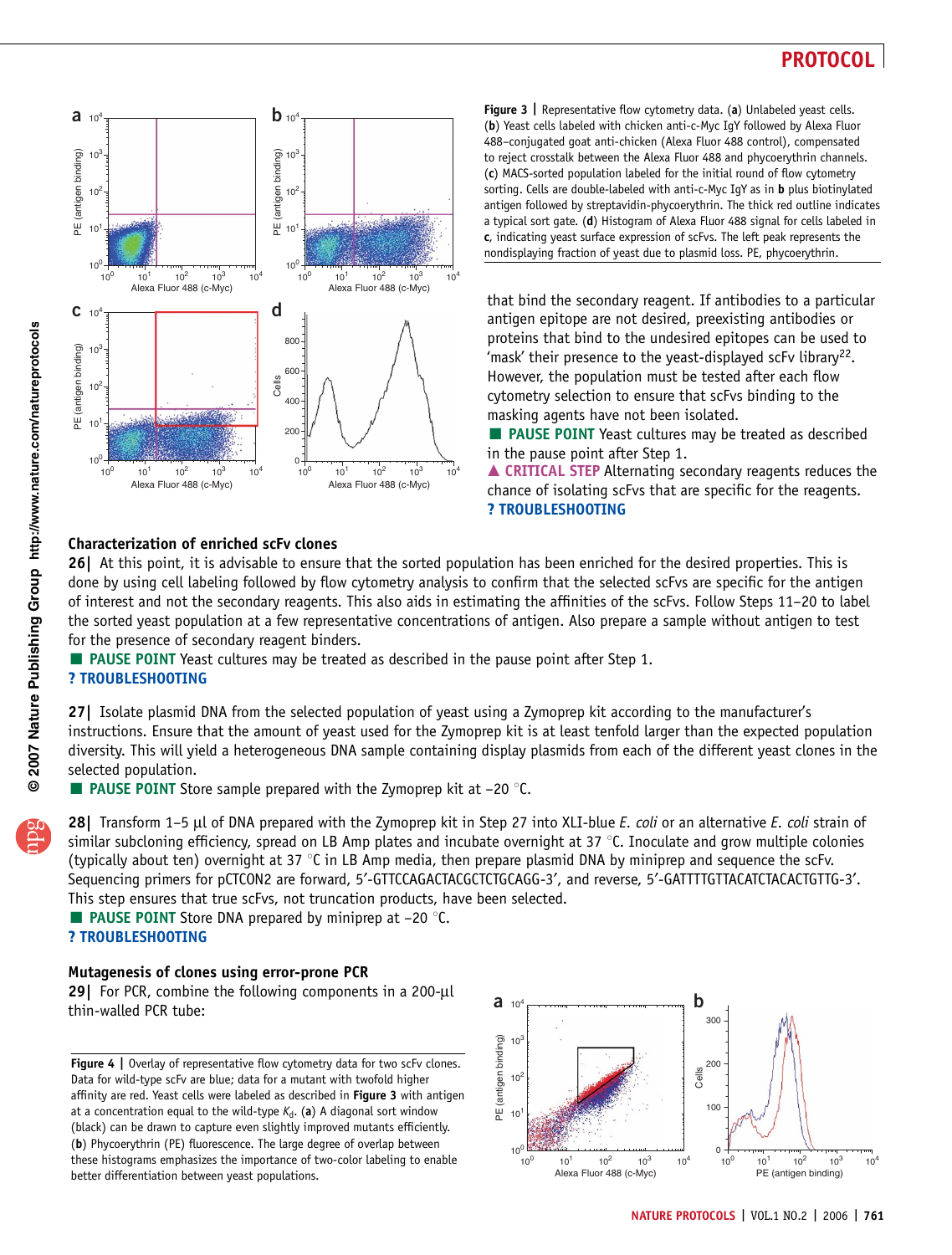**Figure 3 |** Representative flow cytometry data. (**a**) Unlabeled yeast cells. (**b**) Yeast cells labeled with chicken anti-c-Myc IgY followed by Alexa Fluor 488–conjugated goat anti-chicken (Alexa Fluor 488 control), compensated to reject crosstalk between the Alexa Fluor 488 and phycoerythrin channels. (**c**) MACS-sorted population labeled for the initial round of flow cytometry sorting. Cells are double-labeled with anti-c-Myc IgY as in **b** plus biotinylated antigen followed by streptavidin-phycoerythrin. The thick red outline indicates a typical sort gate. (**d**) Histogram of Alexa Fluor 488 signal for cells labeled in **c**, indicating yeast surface expression of scFvs. The left peak represents the nondisplaying fraction of yeast due to plasmid loss. PE, phycoerythrin.

that bind the secondary reagent. If antibodies to a particular antigen epitope are not desired, preexisting antibodies or proteins that bind to the undesired epitopes can be used to 'mask' their presence to the yeast-displayed scFv library[22]. However, the population must be tested after each flow cytometry selection to ensure that scFvs binding to the masking agents have not been isolated.

■ **PAUSE POINT** Yeast cultures may be treated as described in the pause point after Step 1.

▲ **CRITICAL STEP** Alternating secondary reagents reduces the chance of isolating scFvs that are specific for the reagents.

**? TROUBLESHOOTING**

### Characterization of enriched scFv clones

**26|** At this point, it is advisable to ensure that the sorted population has been enriched for the desired properties. This is done by using cell labeling followed by flow cytometry analysis to confirm that the selected scFvs are specific for the antigen of interest and not the secondary reagents. This also aids in estimating the affinities of the scFvs. Follow Steps 11–20 to label the sorted yeast population at a few representative concentrations of antigen. Also prepare a sample without antigen to test for the presence of secondary reagent binders.

■ **PAUSE POINT** Yeast cultures may be treated as described in the pause point after Step 1.

**? TROUBLESHOOTING**

**27|** Isolate plasmid DNA from the selected population of yeast using a Zymoprep kit according to the manufacturer's instructions. Ensure that the amount of yeast used for the Zymoprep kit is at least tenfold larger than the expected population diversity. This will yield a heterogeneous DNA sample containing display plasmids from each of the different yeast clones in the selected population.

■ **PAUSE POINT** Store sample prepared with the Zymoprep kit at −20 °C.

**28|** Transform 1–5 µl of DNA prepared with the Zymoprep kit in Step 27 into XLI-blue *E. coli* or an alternative *E. coli* strain of similar subcloning efficiency, spread on LB Amp plates and incubate overnight at 37 °C. Inoculate and grow multiple colonies (typically about ten) overnight at 37 °C in LB Amp media, then prepare plasmid DNA by miniprep and sequence the scFv. Sequencing primers for pCTCON2 are forward, 5′-GTTCCAGACTACGCTCTGCAGG-3′, and reverse, 5′-GATTTTGTTACATCTACACTGTTG-3′. This step ensures that true scFvs, not truncation products, have been selected.

■ **PAUSE POINT** Store DNA prepared by miniprep at −20 °C.

**? TROUBLESHOOTING**

### Mutagenesis of clones using error-prone PCR

**29|** For PCR, combine the following components in a 200-µl thin-walled PCR tube:

**Figure 4 |** Overlay of representative flow cytometry data for two scFv clones. Data for wild-type scFv are blue; data for a mutant with twofold higher affinity are red. Yeast cells were labeled as described in **Figure 3** with antigen at a concentration equal to the wild-type $K_d$. (**a**) A diagonal sort window (black) can be drawn to capture even slightly improved mutants efficiently. (**b**) Phycoerythrin (PE) fluorescence. The large degree of overlap between these histograms emphasizes the importance of two-color labeling to enable better differentiation between yeast populations.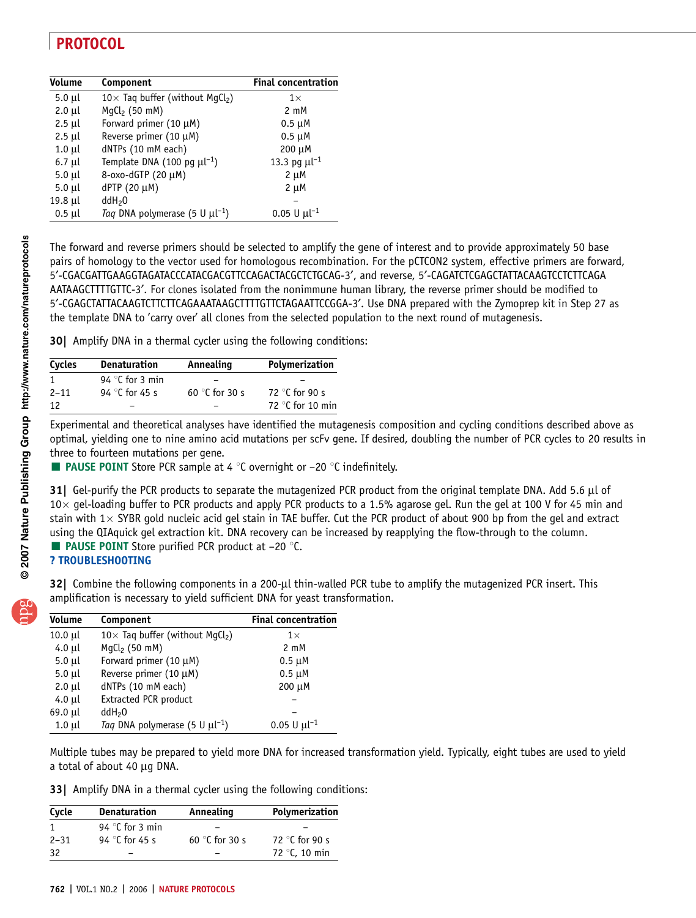| Volume | Component | Final concentration |
|---|---|---|
| 5.0 µl | 10× Taq buffer (without $MgCl_2$) | 1× |
| 2.0 µl | $MgCl_2$ (50 mM) | 2 mM |
| 2.5 µl | Forward primer (10 µM) | 0.5 µM |
| 2.5 µl | Reverse primer (10 µM) | 0.5 µM |
| 1.0 µl | dNTPs (10 mM each) | 200 µM |
| 6.7 µl | Template DNA (100 pg $µl^{-1}$) | 13.3 pg $µl^{-1}$ |
| 5.0 µl | 8-oxo-dGTP (20 µM) | 2 µM |
| 5.0 µl | dPTP (20 µM) | 2 µM |
| 19.8 µl | $ddH_2O$ | – |
| 0.5 µl | *Taq* DNA polymerase (5 U $µl^{-1}$) | 0.05 U $µl^{-1}$ |

The forward and reverse primers should be selected to amplify the gene of interest and to provide approximately 50 base pairs of homology to the vector used for homologous recombination. For the pCTCON2 system, effective primers are forward, 5′-CGACGATTGAAGGTAGATACCCATACGACGTTCCAGACTACGCTCTGCAG-3′, and reverse, 5′-CAGATCTCGAGCTATTACAAGTCCTCTTCAGA AATAAGCTTTTGTTC-3′. For clones isolated from the nonimmune human library, the reverse primer should be modified to 5′-CGAGCTATTACAAGTCTTCTTCAGAAATAAGCTTTTGTTCTAGAATTCCGGA-3′. Use DNA prepared with the Zymoprep kit in Step 27 as the template DNA to 'carry over' all clones from the selected population to the next round of mutagenesis.

**30|** Amplify DNA in a thermal cycler using the following conditions:

| Cycles | Denaturation | Annealing | Polymerization |
|---|---|---|---|
| 1 | 94 °C for 3 min | – | – |
| 2–11 | 94 °C for 45 s | 60 °C for 30 s | 72 °C for 90 s |
| 12 | – | – | 72 °C for 10 min |

Experimental and theoretical analyses have identified the mutagenesis composition and cycling conditions described above as optimal, yielding one to nine amino acid mutations per scFv gene. If desired, doubling the number of PCR cycles to 20 results in three to fourteen mutations per gene.

■ **PAUSE POINT** Store PCR sample at 4 °C overnight or −20 °C indefinitely.

**31|** Gel-purify the PCR products to separate the mutagenized PCR product from the original template DNA. Add 5.6 µl of 10× gel-loading buffer to PCR products and apply PCR products to a 1.5% agarose gel. Run the gel at 100 V for 45 min and stain with 1× SYBR gold nucleic acid gel stain in TAE buffer. Cut the PCR product of about 900 bp from the gel and extract using the QIAquick gel extraction kit. DNA recovery can be increased by reapplying the flow-through to the column.

■ **PAUSE POINT** Store purified PCR product at −20 °C.

**? TROUBLESHOOTING**

**32|** Combine the following components in a 200-µl thin-walled PCR tube to amplify the mutagenized PCR insert. This amplification is necessary to yield sufficient DNA for yeast transformation.

| Volume | Component | Final concentration |
|---|---|---|
| 10.0 µl | 10× Taq buffer (without $MgCl_2$) | 1× |
| 4.0 µl | $MgCl_2$ (50 mM) | 2 mM |
| 5.0 µl | Forward primer (10 µM) | 0.5 µM |
| 5.0 µl | Reverse primer (10 µM) | 0.5 µM |
| 2.0 µl | dNTPs (10 mM each) | 200 µM |
| 4.0 µl | Extracted PCR product | – |
| 69.0 µl | $ddH_2O$ | – |
| 1.0 µl | *Taq* DNA polymerase (5 U $µl^{-1}$) | 0.05 U $µl^{-1}$ |

Multiple tubes may be prepared to yield more DNA for increased transformation yield. Typically, eight tubes are used to yield a total of about 40 µg DNA.

**33|** Amplify DNA in a thermal cycler using the following conditions:

| Cycle | Denaturation | Annealing | Polymerization |
|---|---|---|---|
| 1 | 94 °C for 3 min | – | – |
| 2–31 | 94 °C for 45 s | 60 °C for 30 s | 72 °C for 90 s |
| 32 | – | – | 72 °C, 10 min |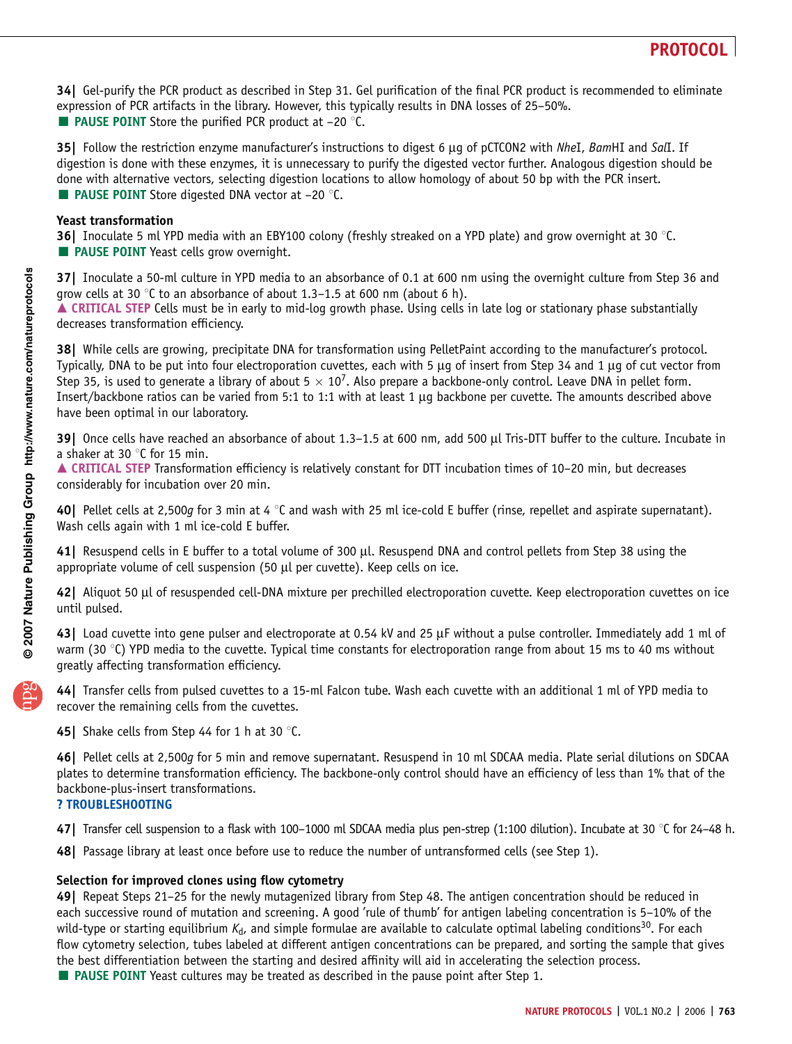**34|** Gel-purify the PCR product as described in Step 31. Gel purification of the final PCR product is recommended to eliminate expression of PCR artifacts in the library. However, this typically results in DNA losses of 25–50%.
■ **PAUSE POINT** Store the purified PCR product at −20 °C.

**35|** Follow the restriction enzyme manufacturer's instructions to digest 6 μg of pCTCON2 with *Nhe*I, *Bam*HI and *Sal*I. If digestion is done with these enzymes, it is unnecessary to purify the digested vector further. Analogous digestion should be done with alternative vectors, selecting digestion locations to allow homology of about 50 bp with the PCR insert.
■ **PAUSE POINT** Store digested DNA vector at −20 °C.

### Yeast transformation

**36|** Inoculate 5 ml YPD media with an EBY100 colony (freshly streaked on a YPD plate) and grow overnight at 30 °C.
■ **PAUSE POINT** Yeast cells grow overnight.

**37|** Inoculate a 50-ml culture in YPD media to an absorbance of 0.1 at 600 nm using the overnight culture from Step 36 and grow cells at 30 °C to an absorbance of about 1.3–1.5 at 600 nm (about 6 h).
▲ **CRITICAL STEP** Cells must be in early to mid-log growth phase. Using cells in late log or stationary phase substantially decreases transformation efficiency.

**38|** While cells are growing, precipitate DNA for transformation using PelletPaint according to the manufacturer's protocol. Typically, DNA to be put into four electroporation cuvettes, each with 5 μg of insert from Step 34 and 1 μg of cut vector from Step 35, is used to generate a library of about $5 \times 10^7$. Also prepare a backbone-only control. Leave DNA in pellet form. Insert/backbone ratios can be varied from 5:1 to 1:1 with at least 1 μg backbone per cuvette. The amounts described above have been optimal in our laboratory.

**39|** Once cells have reached an absorbance of about 1.3–1.5 at 600 nm, add 500 μl Tris-DTT buffer to the culture. Incubate in a shaker at 30 °C for 15 min.
▲ **CRITICAL STEP** Transformation efficiency is relatively constant for DTT incubation times of 10–20 min, but decreases considerably for incubation over 20 min.

**40|** Pellet cells at 2,500*g* for 3 min at 4 °C and wash with 25 ml ice-cold E buffer (rinse, repellet and aspirate supernatant). Wash cells again with 1 ml ice-cold E buffer.

**41|** Resuspend cells in E buffer to a total volume of 300 μl. Resuspend DNA and control pellets from Step 38 using the appropriate volume of cell suspension (50 μl per cuvette). Keep cells on ice.

**42|** Aliquot 50 μl of resuspended cell-DNA mixture per prechilled electroporation cuvette. Keep electroporation cuvettes on ice until pulsed.

**43|** Load cuvette into gene pulser and electroporate at 0.54 kV and 25 μF without a pulse controller. Immediately add 1 ml of warm (30 °C) YPD media to the cuvette. Typical time constants for electroporation range from about 15 ms to 40 ms without greatly affecting transformation efficiency.

**44|** Transfer cells from pulsed cuvettes to a 15-ml Falcon tube. Wash each cuvette with an additional 1 ml of YPD media to recover the remaining cells from the cuvettes.

**45|** Shake cells from Step 44 for 1 h at 30 °C.

**46|** Pellet cells at 2,500*g* for 5 min and remove supernatant. Resuspend in 10 ml SDCAA media. Plate serial dilutions on SDCAA plates to determine transformation efficiency. The backbone-only control should have an efficiency of less than 1% that of the backbone-plus-insert transformations.
**? TROUBLESHOOTING**

**47|** Transfer cell suspension to a flask with 100–1000 ml SDCAA media plus pen-strep (1:100 dilution). Incubate at 30 °C for 24–48 h.

**48|** Passage library at least once before use to reduce the number of untransformed cells (see Step 1).

### Selection for improved clones using flow cytometry

**49|** Repeat Steps 21–25 for the newly mutagenized library from Step 48. The antigen concentration should be reduced in each successive round of mutation and screening. A good 'rule of thumb' for antigen labeling concentration is 5–10% of the wild-type or starting equilibrium $K_d$, and simple formulae are available to calculate optimal labeling conditions[30]. For each flow cytometry selection, tubes labeled at different antigen concentrations can be prepared, and sorting the sample that gives the best differentiation between the starting and desired affinity will aid in accelerating the selection process.
■ **PAUSE POINT** Yeast cultures may be treated as described in the pause point after Step 1.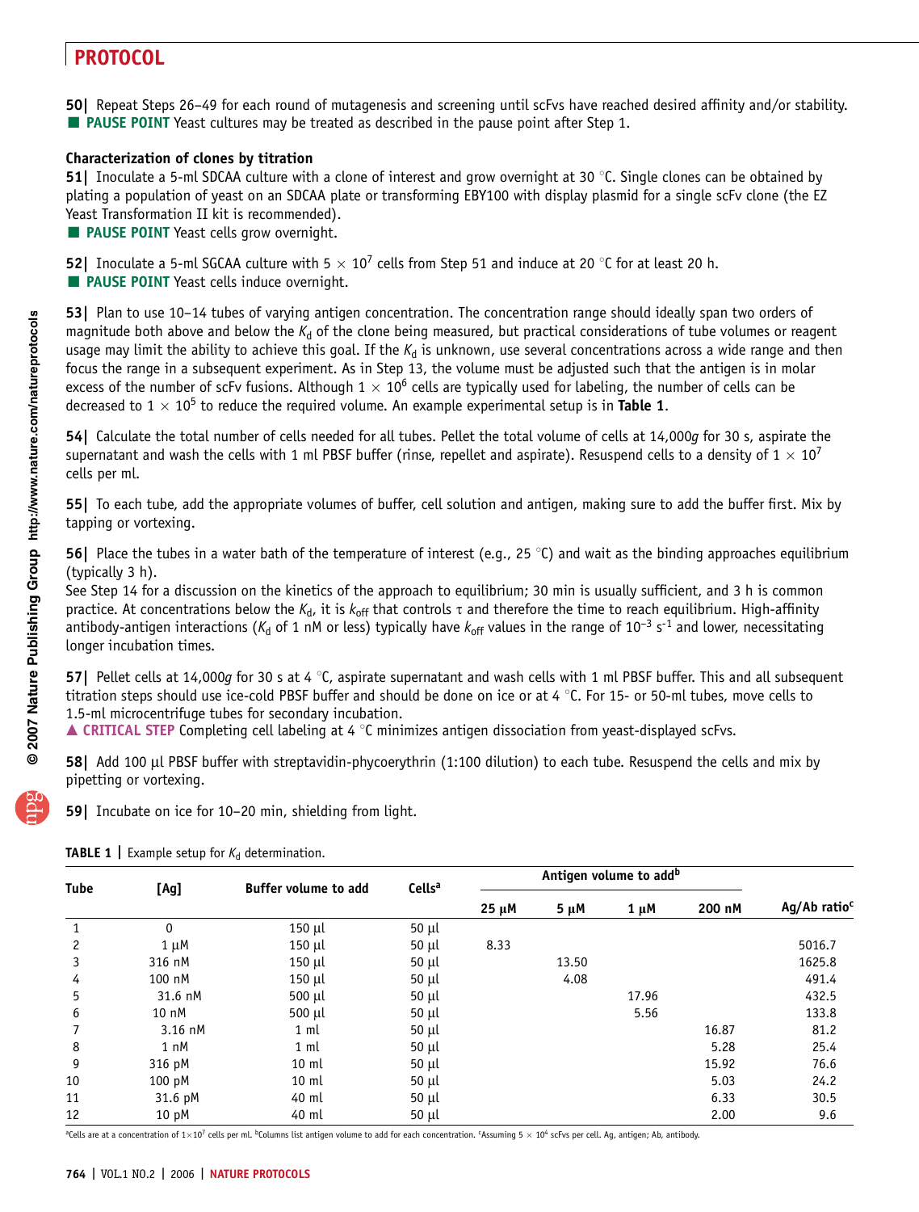50| Repeat Steps 26–49 for each round of mutagenesis and screening until scFvs have reached desired affinity and/or stability.
■ **PAUSE POINT** Yeast cultures may be treated as described in the pause point after Step 1.

### Characterization of clones by titration

51| Inoculate a 5-ml SDCAA culture with a clone of interest and grow overnight at 30 °C. Single clones can be obtained by plating a population of yeast on an SDCAA plate or transforming EBY100 with display plasmid for a single scFv clone (the EZ Yeast Transformation II kit is recommended).
■ **PAUSE POINT** Yeast cells grow overnight.

52| Inoculate a 5-ml SGCAA culture with $5 \times 10^7$ cells from Step 51 and induce at 20 °C for at least 20 h.
■ **PAUSE POINT** Yeast cells induce overnight.

53| Plan to use 10–14 tubes of varying antigen concentration. The concentration range should ideally span two orders of magnitude both above and below the $K_d$ of the clone being measured, but practical considerations of tube volumes or reagent usage may limit the ability to achieve this goal. If the $K_d$ is unknown, use several concentrations across a wide range and then focus the range in a subsequent experiment. As in Step 13, the volume must be adjusted such that the antigen is in molar excess of the number of scFv fusions. Although $1 \times 10^6$ cells are typically used for labeling, the number of cells can be decreased to $1 \times 10^5$ to reduce the required volume. An example experimental setup is in **Table 1**.

54| Calculate the total number of cells needed for all tubes. Pellet the total volume of cells at 14,000*g* for 30 s, aspirate the supernatant and wash the cells with 1 ml PBSF buffer (rinse, repellet and aspirate). Resuspend cells to a density of $1 \times 10^7$ cells per ml.

55| To each tube, add the appropriate volumes of buffer, cell solution and antigen, making sure to add the buffer first. Mix by tapping or vortexing.

56| Place the tubes in a water bath of the temperature of interest (e.g., 25 °C) and wait as the binding approaches equilibrium (typically 3 h).
See Step 14 for a discussion on the kinetics of the approach to equilibrium; 30 min is usually sufficient, and 3 h is common practice. At concentrations below the $K_d$, it is $k_{off}$ that controls $\tau$ and therefore the time to reach equilibrium. High-affinity antibody-antigen interactions ($K_d$ of 1 nM or less) typically have $k_{off}$ values in the range of $10^{-3}$ $s^{-1}$ and lower, necessitating longer incubation times.

57| Pellet cells at 14,000*g* for 30 s at 4 °C, aspirate supernatant and wash cells with 1 ml PBSF buffer. This and all subsequent titration steps should use ice-cold PBSF buffer and should be done on ice or at 4 °C. For 15- or 50-ml tubes, move cells to 1.5-ml microcentrifuge tubes for secondary incubation.
▲ **CRITICAL STEP** Completing cell labeling at 4 °C minimizes antigen dissociation from yeast-displayed scFvs.

58| Add 100 µl PBSF buffer with streptavidin-phycoerythrin (1:100 dilution) to each tube. Resuspend the cells and mix by pipetting or vortexing.

59| Incubate on ice for 10–20 min, shielding from light.

**TABLE 1** | Example setup for $K_d$ determination.

| Tube | [Ag] | Buffer volume to add | Cells[a] | Antigen volume to add[b] | | | | Ag/Ab ratio[c] |
|---|---|---|---|---|---|---|---|---|
| | | | | 25 µM | 5 µM | 1 µM | 200 nM | |
| 1 | 0 | 150 µl | 50 µl | | | | | |
| 2 | 1 µM | 150 µl | 50 µl | 8.33 | | | | 5016.7 |
| 3 | 316 nM | 150 µl | 50 µl | | 13.50 | | | 1625.8 |
| 4 | 100 nM | 150 µl | 50 µl | | 4.08 | | | 491.4 |
| 5 | 31.6 nM | 500 µl | 50 µl | | | 17.96 | | 432.5 |
| 6 | 10 nM | 500 µl | 50 µl | | | 5.56 | | 133.8 |
| 7 | 3.16 nM | 1 ml | 50 µl | | | | 16.87 | 81.2 |
| 8 | 1 nM | 1 ml | 50 µl | | | | 5.28 | 25.4 |
| 9 | 316 pM | 10 ml | 50 µl | | | | 15.92 | 76.6 |
| 10 | 100 pM | 10 ml | 50 µl | | | | 5.03 | 24.2 |
| 11 | 31.6 pM | 40 ml | 50 µl | | | | 6.33 | 30.5 |
| 12 | 10 pM | 40 ml | 50 µl | | | | 2.00 | 9.6 |

[a]Cells are at a concentration of $1 \times 10^7$ cells per ml. [b]Columns list antigen volume to add for each concentration. [c]Assuming $5 \times 10^4$ scFvs per cell. Ag, antigen; Ab, antibody.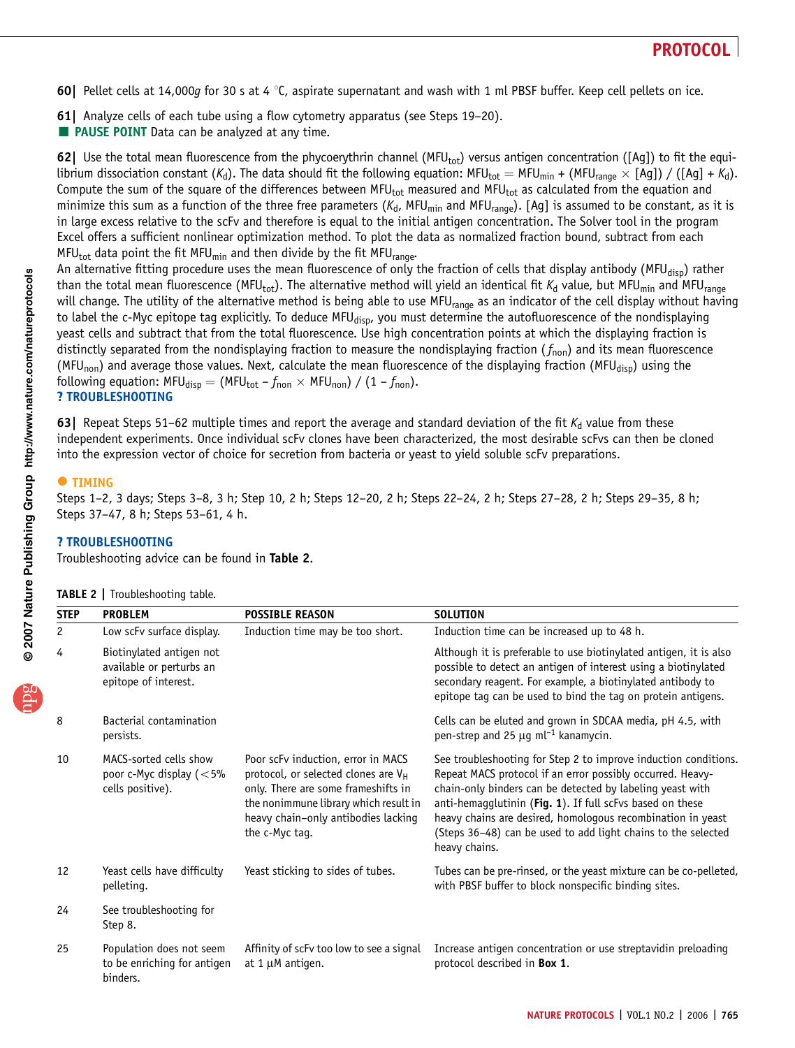**60|** Pellet cells at 14,000*g* for 30 s at 4 °C, aspirate supernatant and wash with 1 ml PBSF buffer. Keep cell pellets on ice.

**61|** Analyze cells of each tube using a flow cytometry apparatus (see Steps 19–20).

■ **PAUSE POINT** Data can be analyzed at any time.

**62|** Use the total mean fluorescence from the phycoerythrin channel ($MFU_{tot}$) versus antigen concentration ([Ag]) to fit the equilibrium dissociation constant ($K_d$). The data should fit the following equation: $MFU_{tot} = MFU_{min} + (MFU_{range} \times [Ag]) / ([Ag] + K_d)$. Compute the sum of the square of the differences between $MFU_{tot}$ measured and $MFU_{tot}$ as calculated from the equation and minimize this sum as a function of the three free parameters ($K_d$, $MFU_{min}$ and $MFU_{range}$). [Ag] is assumed to be constant, as it is in large excess relative to the scFv and therefore is equal to the initial antigen concentration. The Solver tool in the program Excel offers a sufficient nonlinear optimization method. To plot the data as normalized fraction bound, subtract from each $MFU_{tot}$ data point the fit $MFU_{min}$ and then divide by the fit $MFU_{range}$.

An alternative fitting procedure uses the mean fluorescence of only the fraction of cells that display antibody ($MFU_{disp}$) rather than the total mean fluorescence ($MFU_{tot}$). The alternative method will yield an identical fit $K_d$ value, but $MFU_{min}$ and $MFU_{range}$ will change. The utility of the alternative method is being able to use $MFU_{range}$ as an indicator of the cell display without having to label the c-Myc epitope tag explicitly. To deduce $MFU_{disp}$, you must determine the autofluorescence of the nondisplaying yeast cells and subtract that from the total fluorescence. Use high concentration points at which the displaying fraction is distinctly separated from the nondisplaying fraction to measure the nondisplaying fraction ($f_{non}$) and its mean fluorescence ($MFU_{non}$) and average those values. Next, calculate the mean fluorescence of the displaying fraction ($MFU_{disp}$) using the following equation: $MFU_{disp} = (MFU_{tot} - f_{non} \times MFU_{non}) / (1 - f_{non})$.

**? TROUBLESHOOTING**

**63|** Repeat Steps 51–62 multiple times and report the average and standard deviation of the fit $K_d$ value from these independent experiments. Once individual scFv clones have been characterized, the most desirable scFvs can then be cloned into the expression vector of choice for secretion from bacteria or yeast to yield soluble scFv preparations.

● **TIMING**

Steps 1–2, 3 days; Steps 3–8, 3 h; Step 10, 2 h; Steps 12–20, 2 h; Steps 22–24, 2 h; Steps 27–28, 2 h; Steps 29–35, 8 h; Steps 37–47, 8 h; Steps 53–61, 4 h.

**? TROUBLESHOOTING**

Troubleshooting advice can be found in **Table 2**.

**TABLE 2 |** Troubleshooting table.

| STEP | PROBLEM | POSSIBLE REASON | SOLUTION |
|---|---|---|---|
| 2 | Low scFv surface display. | Induction time may be too short. | Induction time can be increased up to 48 h. |
| 4 | Biotinylated antigen not available or perturbs an epitope of interest. | | Although it is preferable to use biotinylated antigen, it is also possible to detect an antigen of interest using a biotinylated secondary reagent. For example, a biotinylated antibody to epitope tag can be used to bind the tag on protein antigens. |
| 8 | Bacterial contamination persists. | | Cells can be eluted and grown in SDCAA media, pH 4.5, with pen-strep and 25 µg ml$^{-1}$ kanamycin. |
| 10 | MACS-sorted cells show poor c-Myc display (<5% cells positive). | Poor scFv induction, error in MACS protocol, or selected clones are $V_H$ only. There are some frameshifts in the nonimmune library which result in heavy chain–only antibodies lacking the c-Myc tag. | See troubleshooting for Step 2 to improve induction conditions. Repeat MACS protocol if an error possibly occurred. Heavy-chain-only binders can be detected by labeling yeast with anti-hemagglutinin (**Fig. 1**). If full scFvs based on these heavy chains are desired, homologous recombination in yeast (Steps 36–48) can be used to add light chains to the selected heavy chains. |
| 12 | Yeast cells have difficulty pelleting. | Yeast sticking to sides of tubes. | Tubes can be pre-rinsed, or the yeast mixture can be co-pelleted, with PBSF buffer to block nonspecific binding sites. |
| 24 | See troubleshooting for Step 8. | | |
| 25 | Population does not seem to be enriching for antigen binders. | Affinity of scFv too low to see a signal at 1 µM antigen. | Increase antigen concentration or use streptavidin preloading protocol described in **Box 1**. |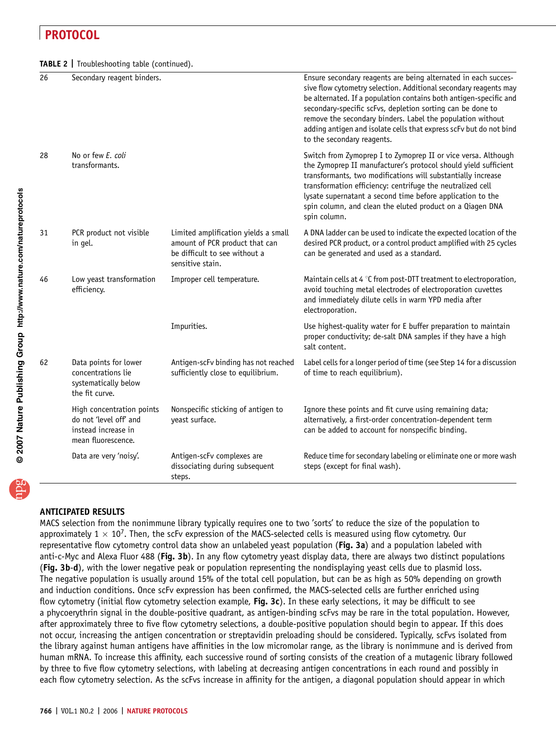**TABLE 2 | Troubleshooting table (continued).**

| Step | Problem | Possible reason | Solution |
|---|---|---|---|
| 26 | Secondary reagent binders. | | Ensure secondary reagents are being alternated in each successive flow cytometry selection. Additional secondary reagents may be alternated. If a population contains both antigen-specific and secondary-specific scFvs, depletion sorting can be done to remove the secondary binders. Label the population without adding antigen and isolate cells that express scFv but do not bind to the secondary reagents. |
| 28 | No or few *E. coli* transformants. | | Switch from Zymoprep I to Zymoprep II or vice versa. Although the Zymoprep II manufacturer's protocol should yield sufficient transformants, two modifications will substantially increase transformation efficiency: centrifuge the neutralized cell lysate supernatant a second time before application to the spin column, and clean the eluted product on a Qiagen DNA spin column. |
| 31 | PCR product not visible in gel. | Limited amplification yields a small amount of PCR product that can be difficult to see without a sensitive stain. | A DNA ladder can be used to indicate the expected location of the desired PCR product, or a control product amplified with 25 cycles can be generated and used as a standard. |
| 46 | Low yeast transformation efficiency. | Improper cell temperature. | Maintain cells at 4 °C from post-DTT treatment to electroporation, avoid touching metal electrodes of electroporation cuvettes and immediately dilute cells in warm YPD media after electroporation. |
| | | Impurities. | Use highest-quality water for E buffer preparation to maintain proper conductivity; de-salt DNA samples if they have a high salt content. |
| 62 | Data points for lower concentrations lie systematically below the fit curve. | Antigen-scFv binding has not reached sufficiently close to equilibrium. | Label cells for a longer period of time (see Step 14 for a discussion of time to reach equilibrium). |
| | High concentration points do not 'level off' and instead increase in mean fluorescence. | Nonspecific sticking of antigen to yeast surface. | Ignore these points and fit curve using remaining data; alternatively, a first-order concentration-dependent term can be added to account for nonspecific binding. |
| | Data are very 'noisy'. | Antigen-scFv complexes are dissociating during subsequent steps. | Reduce time for secondary labeling or eliminate one or more wash steps (except for final wash). |

## ANTICIPATED RESULTS

MACS selection from the nonimmune library typically requires one to two 'sorts' to reduce the size of the population to approximately $1 \times 10^7$. Then, the scFv expression of the MACS-selected cells is measured using flow cytometry. Our representative flow cytometry control data show an unlabeled yeast population (**Fig. 3a**) and a population labeled with anti-c-Myc and Alexa Fluor 488 (**Fig. 3b**). In any flow cytometry yeast display data, there are always two distinct populations (**Fig. 3b-d**), with the lower negative peak or population representing the nondisplaying yeast cells due to plasmid loss. The negative population is usually around 15% of the total cell population, but can be as high as 50% depending on growth and induction conditions. Once scFv expression has been confirmed, the MACS-selected cells are further enriched using flow cytometry (initial flow cytometry selection example, **Fig. 3c**). In these early selections, it may be difficult to see a phycoerythrin signal in the double-positive quadrant, as antigen-binding scFvs may be rare in the total population. However, after approximately three to five flow cytometry selections, a double-positive population should begin to appear. If this does not occur, increasing the antigen concentration or streptavidin preloading should be considered. Typically, scFvs isolated from the library against human antigens have affinities in the low micromolar range, as the library is nonimmune and is derived from human mRNA. To increase this affinity, each successive round of sorting consists of the creation of a mutagenic library followed by three to five flow cytometry selections, with labeling at decreasing antigen concentrations in each round and possibly in each flow cytometry selection. As the scFvs increase in affinity for the antigen, a diagonal population should appear in which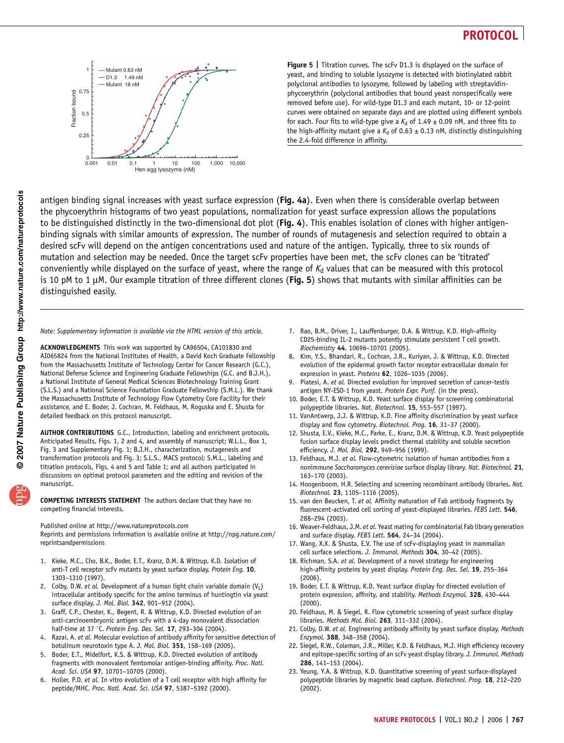**Figure 5 | ** Titration curves. The scFv D1.3 is displayed on the surface of yeast, and binding to soluble lysozyme is detected with biotinylated rabbit polyclonal antibodies to lysozyme, followed by labeling with streptavidin-phycoerythrin (polyclonal antibodies that bound yeast nonspecifically were removed before use). For wild-type D1.3 and each mutant, 10- or 12-point curves were obtained on separate days and are plotted using different symbols for each. Four fits to wild-type give a $K_d$ of 1.49 ± 0.09 nM, and three fits to the high-affinity mutant give a $K_d$ of 0.63 ± 0.13 nM, distinctly distinguishing the 2.4-fold difference in affinity.

antigen binding signal increases with yeast surface expression (**Fig. 4a**). Even when there is considerable overlap between the phycoerythrin histograms of two yeast populations, normalization for yeast surface expression allows the populations to be distinguished distinctly in the two-dimensional dot plot (**Fig. 4**). This enables isolation of clones with higher antigen-binding signals with similar amounts of expression. The number of rounds of mutagenesis and selection required to obtain a desired scFv will depend on the antigen concentrations used and nature of the antigen. Typically, three to six rounds of mutation and selection may be needed. Once the target scFv properties have been met, the scFv clones can be 'titrated' conveniently while displayed on the surface of yeast, where the range of $K_d$ values that can be measured with this protocol is 10 pM to 1 µM. Our example titration of three different clones (**Fig. 5**) shows that mutants with similar affinities can be distinguished easily.

*Note: Supplementary information is available via the HTML version of this article.*

**ACKNOWLEDGMENTS** This work was supported by CA96504, CA101830 and AI065824 from the National Institutes of Health, a David Koch Graduate Fellowship from the Massachusetts Institute of Technology Center for Cancer Research (G.C.), National Defense Science and Engineering Graduate Fellowships (G.C. and B.J.H.), a National Institute of General Medical Sciences Biotechnology Training Grant (S.L.S.) and a National Science Foundation Graduate Fellowship (S.M.L.). We thank the Massachusetts Institute of Technology Flow Cytometry Core Facility for their assistance, and E. Boder, J. Cochran, M. Feldhaus, M. Roguska and E. Shusta for detailed feedback on this protocol manuscript.

**AUTHOR CONTRIBUTIONS** G.C., Introduction, labeling and enrichment protocols, Anticipated Results, Figs. 1, 2 and 4, and assembly of manuscript; W.L.L., Box 1, Fig. 3 and Supplementary Fig. 1; B.J.H., characterization, mutagenesis and transformation protocols and Fig. 3; S.L.S., MACS protocol; S.M.L., labeling and titration protocols, Figs. 4 and 5 and Table 1; and all authors participated in discussions on optimal protocol parameters and the editing and revision of the manuscript.

**COMPETING INTERESTS STATEMENT** The authors declare that they have no competing financial interests.

Published online at http://www.natureprotocols.com
Reprints and permissions information is available online at http://npg.nature.com/reprintsandpermissions

1. Kieke, M.C., Cho, B.K., Boder, E.T., Kranz, D.M. & Wittrup, K.D. Isolation of anti-T cell receptor scFv mutants by yeast surface display. *Protein Eng.* **10**, 1303–1310 (1997).
2. Colby, D.W. *et al.* Development of a human light chain variable domain ($V_L$) intracellular antibody specific for the amino terminus of huntingtin via yeast surface display. *J. Mol. Biol.* **342**, 901–912 (2004).
3. Graff, C.P., Chester, K., Begent, R. & Wittrup, K.D. Directed evolution of an anti-carcinoembryonic antigen scFv with a 4-day monovalent dissociation half-time at 37 °C. *Protein Eng. Des. Sel.* **17**, 293–304 (2004).
4. Razai, A. *et al.* Molecular evolution of antibody affinity for sensitive detection of botulinum neurotoxin type A. *J. Mol. Biol.* **351**, 158–169 (2005).
5. Boder, E.T., Midelfort, K.S. & Wittrup, K.D. Directed evolution of antibody fragments with monovalent femtomolar antigen-binding affinity. *Proc. Natl. Acad. Sci. USA* **97**, 10701–10705 (2000).
6. Holler, P.D. *et al.* In vitro evolution of a T cell receptor with high affinity for peptide/MHC. *Proc. Natl. Acad. Sci. USA* **97**, 5387–5392 (2000).
7. Rao, B.M., Driver, I., Lauffenburger, D.A. & Wittrup, K.D. High-affinity CD25-binding IL-2 mutants potently stimulate persistent T cell growth. *Biochemistry* **44**, 10696–10701 (2005).
8. Kim, Y.S., Bhandari, R., Cochran, J.R., Kuriyan, J. & Wittrup, K.D. Directed evolution of the epidermal growth factor receptor extracellular domain for expression in yeast. *Proteins* **62**, 1026–1035 (2006).
9. Piatesi, A. *et al.* Directed evolution for improved secretion of cancer-testis antigen NY-ESO-1 from yeast. *Protein Expr. Purif.* (in the press).
10. Boder, E.T. & Wittrup, K.D. Yeast surface display for screening combinatorial polypeptide libraries. *Nat. Biotechnol.* **15**, 553–557 (1997).
11. VanAntwerp, J.J. & Wittrup, K.D. Fine affinity discrimination by yeast surface display and flow cytometry. *Biotechnol. Prog.* **16**, 31–37 (2000).
12. Shusta, E.V., Kieke, M.C., Parke, E., Kranz, D.M. & Wittrup, K.D. Yeast polypeptide fusion surface display levels predict thermal stability and soluble secretion efficiency. *J. Mol. Biol.* **292**, 949–956 (1999).
13. Feldhaus, M.J. *et al.* Flow-cytometric isolation of human antibodies from a nonimmune *Saccharomyces cerevisiae* surface display library. *Nat. Biotechnol.* **21**, 163–170 (2003).
14. Hoogenboom, H.R. Selecting and screening recombinant antibody libraries. *Nat. Biotechnol.* **23**, 1105–1116 (2005).
15. van den Beucken, T. *et al.* Affinity maturation of Fab antibody fragments by fluorescent-activated cell sorting of yeast-displayed libraries. *FEBS Lett.* **546**, 288–294 (2003).
16. Weaver-Feldhaus, J.M. *et al.* Yeast mating for combinatorial Fab library generation and surface display. *FEBS Lett.* **564**, 24–34 (2004).
17. Wang, X.X. & Shusta, E.V. The use of scFv-displaying yeast in mammalian cell surface selections. *J. Immunol. Methods* **304**, 30–42 (2005).
18. Richman, S.A. *et al.* Development of a novel strategy for engineering high-affinity proteins by yeast display. *Protein Eng. Des. Sel.* **19**, 255–364 (2006).
19. Boder, E.T. & Wittrup, K.D. Yeast surface display for directed evolution of protein expression, affinity, and stability. *Methods Enzymol.* **328**, 430–444 (2000).
20. Feldhaus, M. & Siegel, R. Flow cytometric screening of yeast surface display libraries. *Methods Mol. Biol.* **263**, 311–332 (2004).
21. Colby, D.W. *et al.* Engineering antibody affinity by yeast surface display. *Methods Enzymol.* **388**, 348–358 (2004).
22. Siegel, R.W., Coleman, J.R., Miller, K.D. & Feldhaus, M.J. High efficiency recovery and epitope-specific sorting of an scFv yeast display library. *J. Immunol. Methods* **286**, 141–153 (2004).
23. Yeung, Y.A. & Wittrup, K.D. Quantitative screening of yeast surface-displayed polypeptide libraries by magnetic bead capture. *Biotechnol. Prog.* **18**, 212–220 (2002).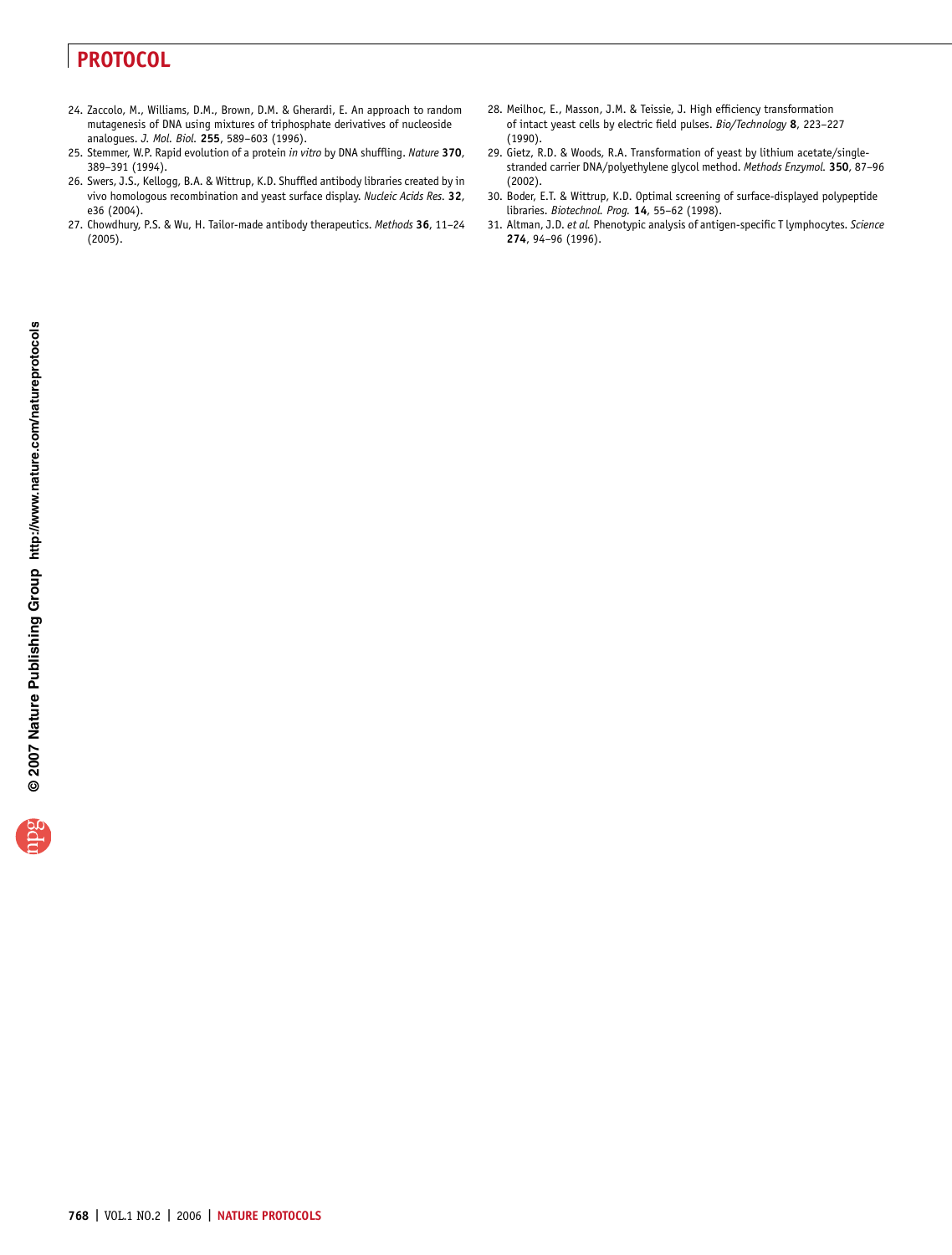24. Zaccolo, M., Williams, D.M., Brown, D.M. & Gherardi, E. An approach to random mutagenesis of DNA using mixtures of triphosphate derivatives of nucleoside analogues. *J. Mol. Biol.* **255**, 589–603 (1996).
25. Stemmer, W.P. Rapid evolution of a protein *in vitro* by DNA shuffling. *Nature* **370**, 389–391 (1994).
26. Swers, J.S., Kellogg, B.A. & Wittrup, K.D. Shuffled antibody libraries created by in vivo homologous recombination and yeast surface display. *Nucleic Acids Res.* **32**, e36 (2004).
27. Chowdhury, P.S. & Wu, H. Tailor-made antibody therapeutics. *Methods* **36**, 11–24 (2005).
28. Meilhoc, E., Masson, J.M. & Teissie, J. High efficiency transformation of intact yeast cells by electric field pulses. *Bio/Technology* **8**, 223–227 (1990).
29. Gietz, R.D. & Woods, R.A. Transformation of yeast by lithium acetate/single-stranded carrier DNA/polyethylene glycol method. *Methods Enzymol.* **350**, 87–96 (2002).
30. Boder, E.T. & Wittrup, K.D. Optimal screening of surface-displayed polypeptide libraries. *Biotechnol. Prog.* **14**, 55–62 (1998).
31. Altman, J.D. *et al.* Phenotypic analysis of antigen-specific T lymphocytes. *Science* **274**, 94–96 (1996).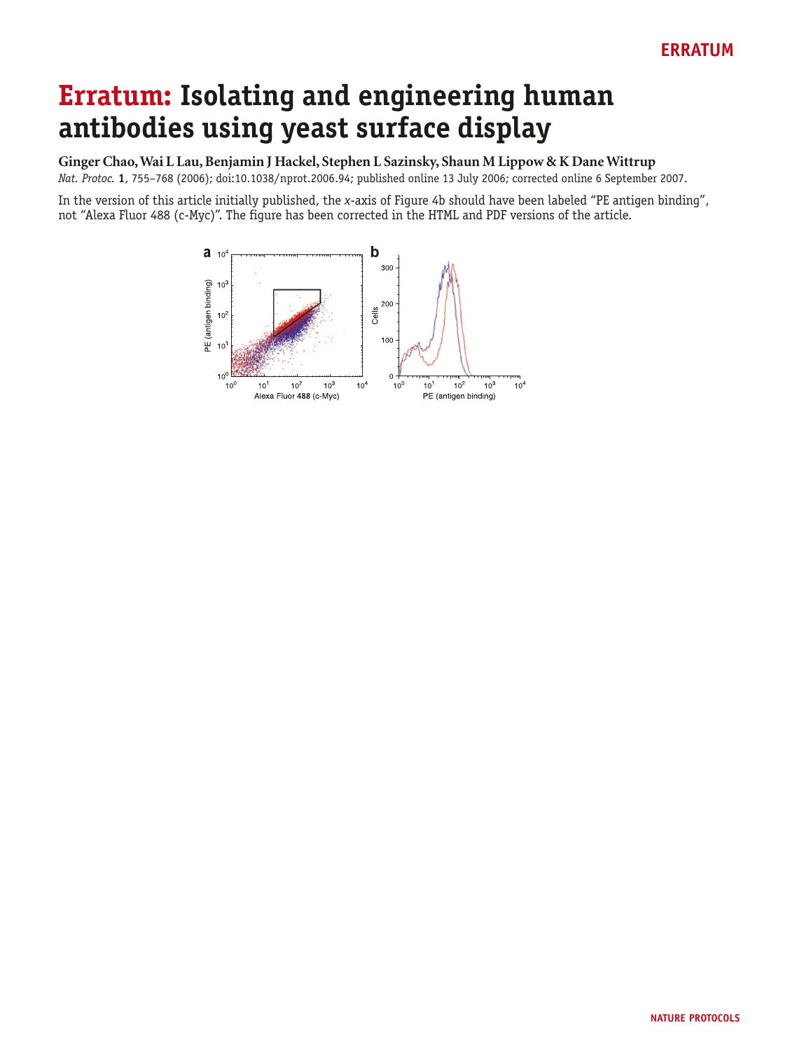# Erratum: Isolating and engineering human antibodies using yeast surface display

**Ginger Chao, Wai L Lau, Benjamin J Hackel, Stephen L Sazinsky, Shaun M Lippow & K Dane Wittrup**

*Nat. Protoc.* **1**, 755–768 (2006); doi:10.1038/nprot.2006.94; published online 13 July 2006; corrected online 6 September 2007.

In the version of this article initially published, the *x*-axis of Figure 4b should have been labeled "PE antigen binding", not "Alexa Fluor 488 (c-Myc)". The figure has been corrected in the HTML and PDF versions of the article.

a

PE (antigen binding)

$10^0$ $10^1$ $10^2$ $10^3$ $10^4$

Alexa Fluor 488 (c-Myc)

$10^0$ $10^1$ $10^2$ $10^3$ $10^4$

b

Cells

0 100 200 300

PE (antigen binding)

$10^0$ $10^1$ $10^2$ $10^3$ $10^4$